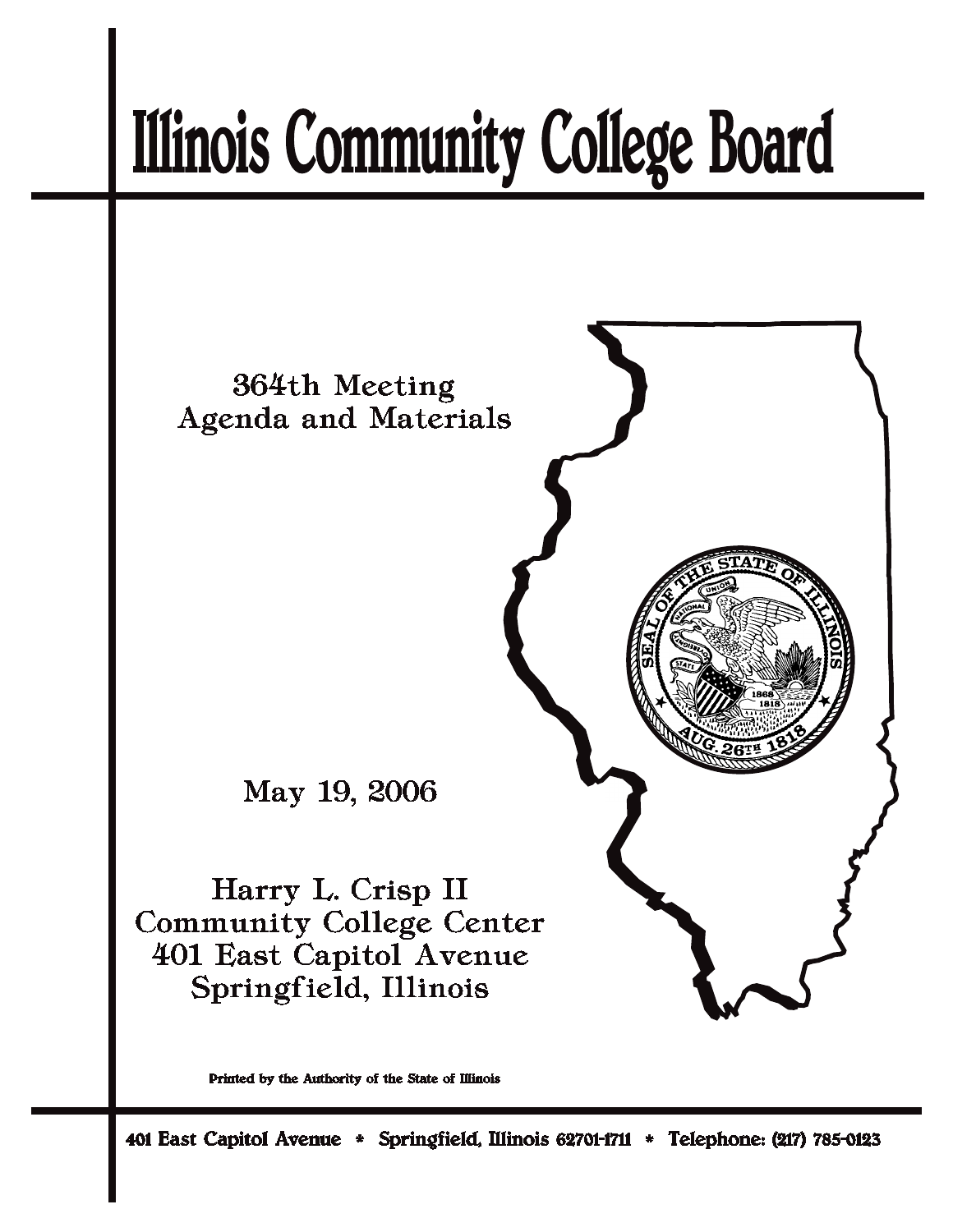# Illinois Community College Board

364th Meeting
Agenda and Materials

May 19, 2006

Harry L. Crisp II
Community College Center
401 East Capitol Avenue
Springfield, Illinois

Printed by the Authority of the State of Illinois

401 East Capitol Avenue * Springfield, Illinois 62701-1711 * Telephone: (217) 785-0123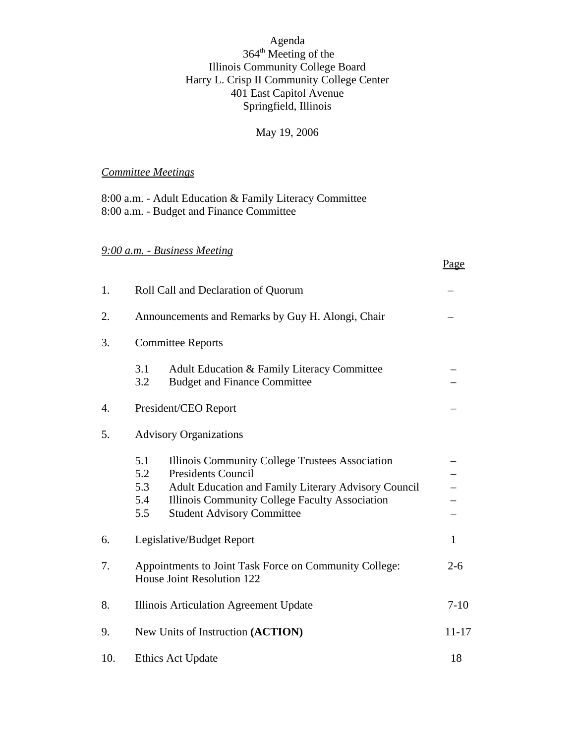Agenda
364th Meeting of the
Illinois Community College Board
Harry L. Crisp II Community College Center
401 East Capitol Avenue
Springfield, Illinois

May 19, 2006

*Committee Meetings*

8:00 a.m. - Adult Education & Family Literacy Committee
8:00 a.m. - Budget and Finance Committee

*9:00 a.m. - Business Meeting*

| | | Page |
|---|---|---|
| 1. | Roll Call and Declaration of Quorum | – |
| 2. | Announcements and Remarks by Guy H. Alongi, Chair | – |
| 3. | Committee Reports | |
| | 3.1 Adult Education & Family Literacy Committee | – |
| | 3.2 Budget and Finance Committee | – |
| 4. | President/CEO Report | – |
| 5. | Advisory Organizations | |
| | 5.1 Illinois Community College Trustees Association | – |
| | 5.2 Presidents Council | – |
| | 5.3 Adult Education and Family Literary Advisory Council | – |
| | 5.4 Illinois Community College Faculty Association | – |
| | 5.5 Student Advisory Committee | – |
| 6. | Legislative/Budget Report | 1 |
| 7. | Appointments to Joint Task Force on Community College: House Joint Resolution 122 | 2-6 |
| 8. | Illinois Articulation Agreement Update | 7-10 |
| 9. | New Units of Instruction **(ACTION)** | 11-17 |
| 10. | Ethics Act Update | 18 |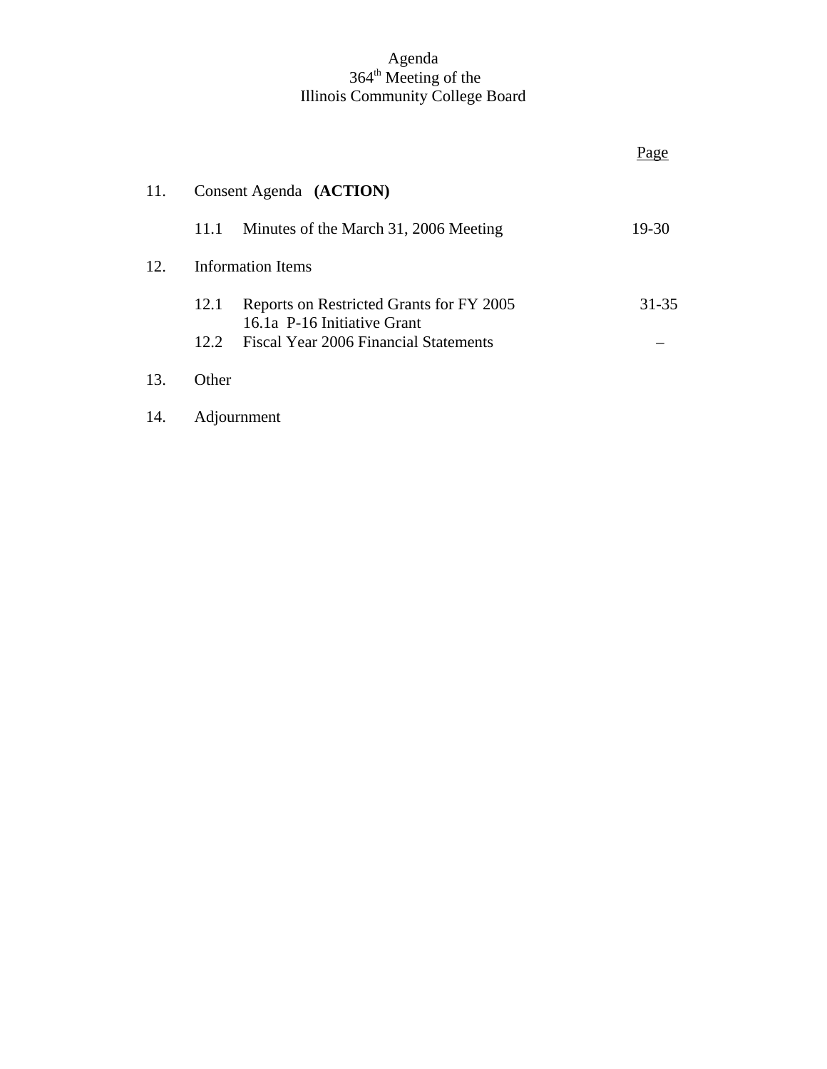Agenda
364th Meeting of the
Illinois Community College Board

| | | | Page |
|---|---|---|---|
| 11. | Consent Agenda **(ACTION)** | | |
| | 11.1 | Minutes of the March 31, 2006 Meeting | 19-30 |
| 12. | Information Items | | |
| | 12.1 | Reports on Restricted Grants for FY 2005<br>16.1a P-16 Initiative Grant | 31-35 |
| | 12.2 | Fiscal Year 2006 Financial Statements | – |
| 13. | Other | | |
| 14. | Adjournment | | |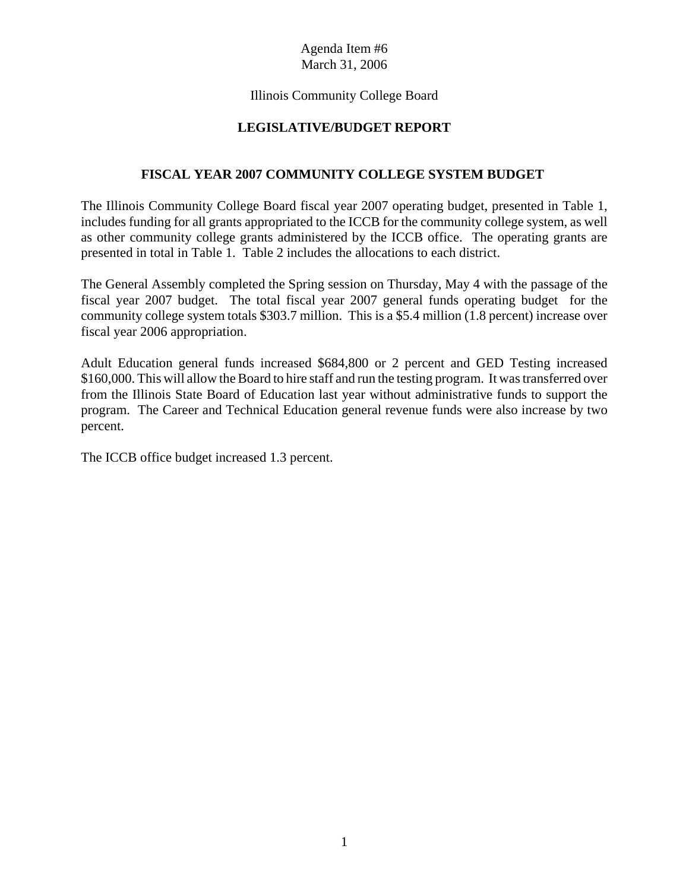Agenda Item #6
March 31, 2006

Illinois Community College Board

## LEGISLATIVE/BUDGET REPORT

### FISCAL YEAR 2007 COMMUNITY COLLEGE SYSTEM BUDGET

The Illinois Community College Board fiscal year 2007 operating budget, presented in Table 1, includes funding for all grants appropriated to the ICCB for the community college system, as well as other community college grants administered by the ICCB office. The operating grants are presented in total in Table 1. Table 2 includes the allocations to each district.

The General Assembly completed the Spring session on Thursday, May 4 with the passage of the fiscal year 2007 budget. The total fiscal year 2007 general funds operating budget for the community college system totals $303.7 million. This is a $5.4 million (1.8 percent) increase over fiscal year 2006 appropriation.

Adult Education general funds increased $684,800 or 2 percent and GED Testing increased $160,000. This will allow the Board to hire staff and run the testing program. It was transferred over from the Illinois State Board of Education last year without administrative funds to support the program. The Career and Technical Education general revenue funds were also increase by two percent.

The ICCB office budget increased 1.3 percent.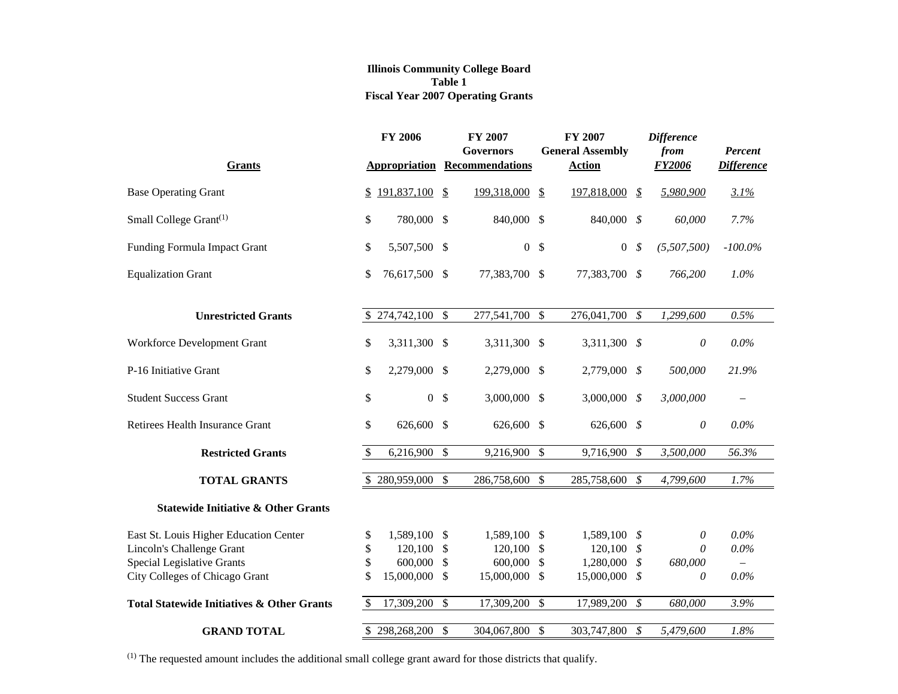**Illinois Community College Board**
**Table 1**
**Fiscal Year 2007 Operating Grants**

| Grants | FY 2006 Appropriation | FY 2007 Governors Recommendations | FY 2007 General Assembly Action | *Difference from FY2006* | *Percent Difference* |
|---|---|---|---|---|---|
| Base Operating Grant | $ 191,837,100 | $ 199,318,000 | $ 197,818,000 | *$ 5,980,900* | *3.1%* |
| Small College Grant[1] | $ 780,000 | $ 840,000 | $ 840,000 | *$ 60,000* | *7.7%* |
| Funding Formula Impact Grant | $ 5,507,500 | $ 0 | $ 0 | *$ (5,507,500)* | *-100.0%* |
| Equalization Grant | $ 76,617,500 | $ 77,383,700 | $ 77,383,700 | *$ 766,200* | *1.0%* |
| **Unrestricted Grants** | $ 274,742,100 | $ 277,541,700 | $ 276,041,700 | *$ 1,299,600* | *0.5%* |
| Workforce Development Grant | $ 3,311,300 | $ 3,311,300 | $ 3,311,300 | *$ 0* | *0.0%* |
| P-16 Initiative Grant | $ 2,279,000 | $ 2,279,000 | $ 2,779,000 | *$ 500,000* | *21.9%* |
| Student Success Grant | $ 0 | $ 3,000,000 | $ 3,000,000 | *$ 3,000,000* | – |
| Retirees Health Insurance Grant | $ 626,600 | $ 626,600 | $ 626,600 | *$ 0* | *0.0%* |
| **Restricted Grants** | $ 6,216,900 | $ 9,216,900 | $ 9,716,900 | *$ 3,500,000* | *56.3%* |
| **TOTAL GRANTS** | $ 280,959,000 | $ 286,758,600 | $ 285,758,600 | *$ 4,799,600* | *1.7%* |
| **Statewide Initiative & Other Grants** | | | | | |
| East St. Louis Higher Education Center | $ 1,589,100 | $ 1,589,100 | $ 1,589,100 | *$ 0* | *0.0%* |
| Lincoln's Challenge Grant | $ 120,100 | $ 120,100 | $ 120,100 | *$ 0* | *0.0%* |
| Special Legislative Grants | $ 600,000 | $ 600,000 | $ 1,280,000 | *$ 680,000* | – |
| City Colleges of Chicago Grant | $ 15,000,000 | $ 15,000,000 | $ 15,000,000 | *$ 0* | *0.0%* |
| **Total Statewide Initiatives & Other Grants** | $ 17,309,200 | $ 17,309,200 | $ 17,989,200 | *$ 680,000* | *3.9%* |
| **GRAND TOTAL** | $ 298,268,200 | $ 304,067,800 | $ 303,747,800 | *$ 5,479,600* | *1.8%* |

[1] The requested amount includes the additional small college grant award for those districts that qualify.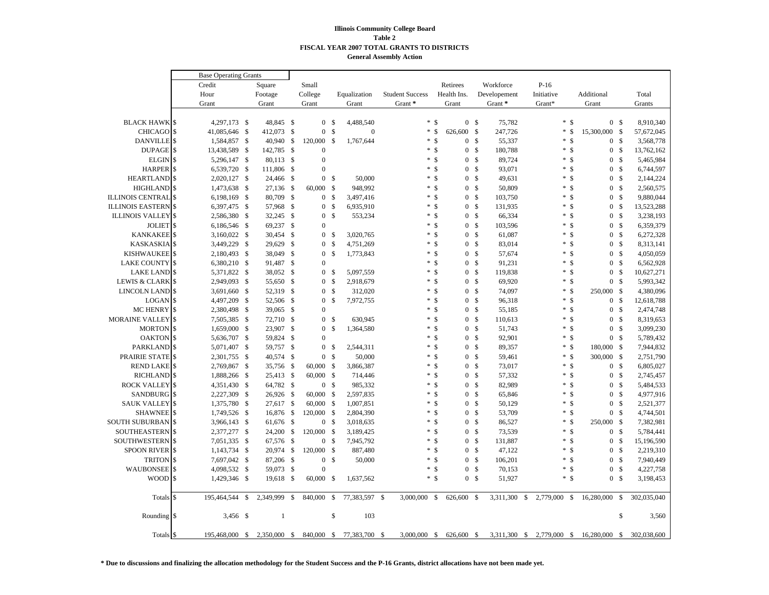**Illinois Community College Board**
**Table 2**
**FISCAL YEAR 2007 TOTAL GRANTS TO DISTRICTS**
**General Assembly Action**

| | Base Operating Grants | | | | | | | | | |
|---|---|---|---|---|---|---|---|---|---|---|
| | Credit Hour Grant | Square Footage Grant | Small College Grant | Equalization Grant | Student Success Grant * | Retirees Health Ins. Grant | Workforce Developement Grant * | P-16 Initiative Grant* | Additional Grant | Total Grants |
| BLACK HAWK | $ 4,297,173 | $ 48,845 | $ 0 | $ 4,488,540 | * | $ 0 | $ 75,782 | * | $ 0 | $ 8,910,340 |
| CHICAGO | $ 41,085,646 | $ 412,073 | $ 0 | $ 0 | * | $ 626,600 | $ 247,726 | * | $ 15,300,000 | $ 57,672,045 |
| DANVILLE | $ 1,584,857 | $ 40,940 | $ 120,000 | $ 1,767,644 | * | $ 0 | $ 55,337 | * | $ 0 | $ 3,568,778 |
| DUPAGE | $ 13,438,589 | $ 142,785 | $ 0 | | * | $ 0 | $ 180,788 | * | $ 0 | $ 13,762,162 |
| ELGIN | $ 5,296,147 | $ 80,113 | $ 0 | | * | $ 0 | $ 89,724 | * | $ 0 | $ 5,465,984 |
| HARPER | $ 6,539,720 | $ 111,806 | $ 0 | | * | $ 0 | $ 93,071 | * | $ 0 | $ 6,744,597 |
| HEARTLAND | $ 2,020,127 | $ 24,466 | $ 0 | $ 50,000 | * | $ 0 | $ 49,631 | * | $ 0 | $ 2,144,224 |
| HIGHLAND | $ 1,473,638 | $ 27,136 | $ 60,000 | $ 948,992 | * | $ 0 | $ 50,809 | * | $ 0 | $ 2,560,575 |
| ILLINOIS CENTRAL | $ 6,198,169 | $ 80,709 | $ 0 | $ 3,497,416 | * | $ 0 | $ 103,750 | * | $ 0 | $ 9,880,044 |
| ILLINOIS EASTERN | $ 6,397,475 | $ 57,968 | $ 0 | $ 6,935,910 | * | $ 0 | $ 131,935 | * | $ 0 | $ 13,523,288 |
| ILLINOIS VALLEY | $ 2,586,380 | $ 32,245 | $ 0 | $ 553,234 | * | $ 0 | $ 66,334 | * | $ 0 | $ 3,238,193 |
| JOLIET | $ 6,186,546 | $ 69,237 | $ 0 | | * | $ 0 | $ 103,596 | * | $ 0 | $ 6,359,379 |
| KANKAKEE | $ 3,160,022 | $ 30,454 | $ 0 | $ 3,020,765 | * | $ 0 | $ 61,087 | * | $ 0 | $ 6,272,328 |
| KASKASKIA | $ 3,449,229 | $ 29,629 | $ 0 | $ 4,751,269 | * | $ 0 | $ 83,014 | * | $ 0 | $ 8,313,141 |
| KISHWAUKEE | $ 2,180,493 | $ 38,049 | $ 0 | $ 1,773,843 | * | $ 0 | $ 57,674 | * | $ 0 | $ 4,050,059 |
| LAKE COUNTY | $ 6,380,210 | $ 91,487 | $ 0 | | * | $ 0 | $ 91,231 | * | $ 0 | $ 6,562,928 |
| LAKE LAND | $ 5,371,822 | $ 38,052 | $ 0 | $ 5,097,559 | * | $ 0 | $ 119,838 | * | $ 0 | $ 10,627,271 |
| LEWIS & CLARK | $ 2,949,093 | $ 55,650 | $ 0 | $ 2,918,679 | * | $ 0 | $ 69,920 | * | $ 0 | $ 5,993,342 |
| LINCOLN LAND | $ 3,691,660 | $ 52,319 | $ 0 | $ 312,020 | * | $ 0 | $ 74,097 | * | $ 250,000 | $ 4,380,096 |
| LOGAN | $ 4,497,209 | $ 52,506 | $ 0 | $ 7,972,755 | * | $ 0 | $ 96,318 | * | $ 0 | $ 12,618,788 |
| MC HENRY | $ 2,380,498 | $ 39,065 | $ 0 | | * | $ 0 | $ 55,185 | * | $ 0 | $ 2,474,748 |
| MORAINE VALLEY | $ 7,505,385 | $ 72,710 | $ 0 | $ 630,945 | * | $ 0 | $ 110,613 | * | $ 0 | $ 8,319,653 |
| MORTON | $ 1,659,000 | $ 23,907 | $ 0 | $ 1,364,580 | * | $ 0 | $ 51,743 | * | $ 0 | $ 3,099,230 |
| OAKTON | $ 5,636,707 | $ 59,824 | $ 0 | | * | $ 0 | $ 92,901 | * | $ 0 | $ 5,789,432 |
| PARKLAND | $ 5,071,407 | $ 59,757 | $ 0 | $ 2,544,311 | * | $ 0 | $ 89,357 | * | $ 180,000 | $ 7,944,832 |
| PRAIRIE STATE | $ 2,301,755 | $ 40,574 | $ 0 | $ 50,000 | * | $ 0 | $ 59,461 | * | $ 300,000 | $ 2,751,790 |
| REND LAKE | $ 2,769,867 | $ 35,756 | $ 60,000 | $ 3,866,387 | * | $ 0 | $ 73,017 | * | $ 0 | $ 6,805,027 |
| RICHLAND | $ 1,888,266 | $ 25,413 | $ 60,000 | $ 714,446 | * | $ 0 | $ 57,332 | * | $ 0 | $ 2,745,457 |
| ROCK VALLEY | $ 4,351,430 | $ 64,782 | $ 0 | $ 985,332 | * | $ 0 | $ 82,989 | * | $ 0 | $ 5,484,533 |
| SANDBURG | $ 2,227,309 | $ 26,926 | $ 60,000 | $ 2,597,835 | * | $ 0 | $ 65,846 | * | $ 0 | $ 4,977,916 |
| SAUK VALLEY | $ 1,375,780 | $ 27,617 | $ 60,000 | $ 1,007,851 | * | $ 0 | $ 50,129 | * | $ 0 | $ 2,521,377 |
| SHAWNEE | $ 1,749,526 | $ 16,876 | $ 120,000 | $ 2,804,390 | * | $ 0 | $ 53,709 | * | $ 0 | $ 4,744,501 |
| SOUTH SUBURBAN | $ 3,966,143 | $ 61,676 | $ 0 | $ 3,018,635 | * | $ 0 | $ 86,527 | * | $ 250,000 | $ 7,382,981 |
| SOUTHEASTERN | $ 2,377,277 | $ 24,200 | $ 120,000 | $ 3,189,425 | * | $ 0 | $ 73,539 | * | $ 0 | $ 5,784,441 |
| SOUTHWESTERN | $ 7,051,335 | $ 67,576 | $ 0 | $ 7,945,792 | * | $ 0 | $ 131,887 | * | $ 0 | $ 15,196,590 |
| SPOON RIVER | $ 1,143,734 | $ 20,974 | $ 120,000 | $ 887,480 | * | $ 0 | $ 47,122 | * | $ 0 | $ 2,219,310 |
| TRITON | $ 7,697,042 | $ 87,206 | $ 0 | $ 50,000 | * | $ 0 | $ 106,201 | * | $ 0 | $ 7,940,449 |
| WAUBONSEE | $ 4,098,532 | $ 59,073 | $ 0 | | * | $ 0 | $ 70,153 | * | $ 0 | $ 4,227,758 |
| WOOD | $ 1,429,346 | $ 19,618 | $ 60,000 | $ 1,637,562 | * | $ 0 | $ 51,927 | * | $ 0 | $ 3,198,453 |
| Totals | $ 195,464,544 | $ 2,349,999 | $ 840,000 | $ 77,383,597 | $ 3,000,000 | $ 626,600 | $ 3,311,300 | $ 2,779,000 | $ 16,280,000 | $ 302,035,040 |
| Rounding | $ 3,456 | $ 1 | | $ 103 | | | | | | $ 3,560 |
| Totals | $ 195,468,000 | $ 2,350,000 | $ 840,000 | $ 77,383,700 | $ 3,000,000 | $ 626,600 | $ 3,311,300 | $ 2,779,000 | $ 16,280,000 | $ 302,038,600 |

**\* Due to discussions and finalizing the allocation methodology for the Student Success and the P-16 Grants, district allocations have not been made yet.**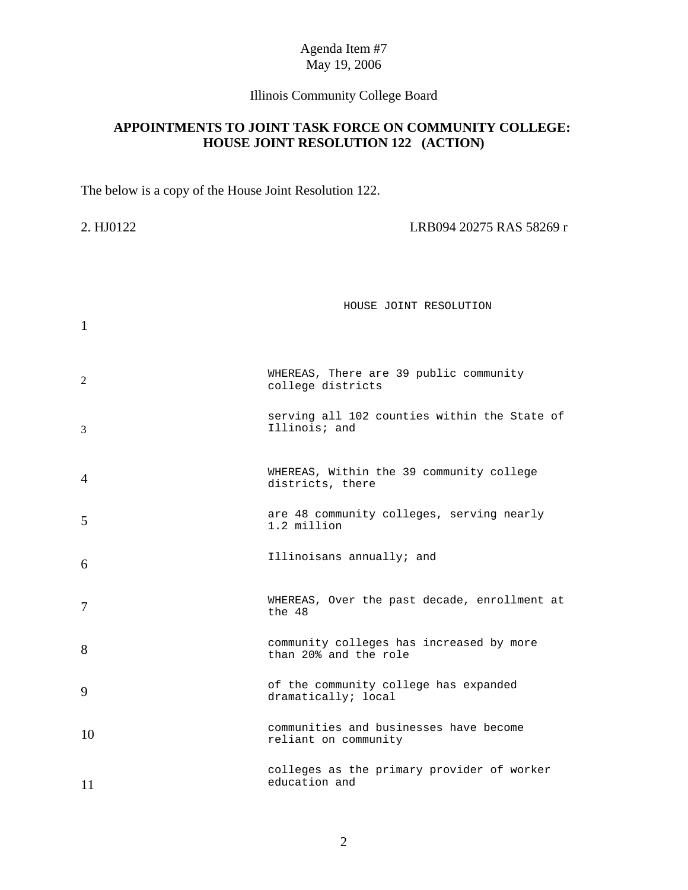Agenda Item #7
May 19, 2006

Illinois Community College Board

**APPOINTMENTS TO JOINT TASK FORCE ON COMMUNITY COLLEGE: HOUSE JOINT RESOLUTION 122 (ACTION)**

The below is a copy of the House Joint Resolution 122.

2. HJ0122 LRB094 20275 RAS 58269 r

```
1                          HOUSE JOINT RESOLUTION

2            WHEREAS, There are 39 public community college districts
3        serving all 102 counties within the State of Illinois; and

4            WHEREAS, Within the 39 community college districts, there
5        are 48 community colleges, serving nearly 1.2 million
6        Illinoisans annually; and

7            WHEREAS, Over the past decade, enrollment at the 48
8        community colleges has increased by more than 20% and the role
9        of the community college has expanded dramatically; local
10       communities and businesses have become reliant on community
11       colleges as the primary provider of worker education and
```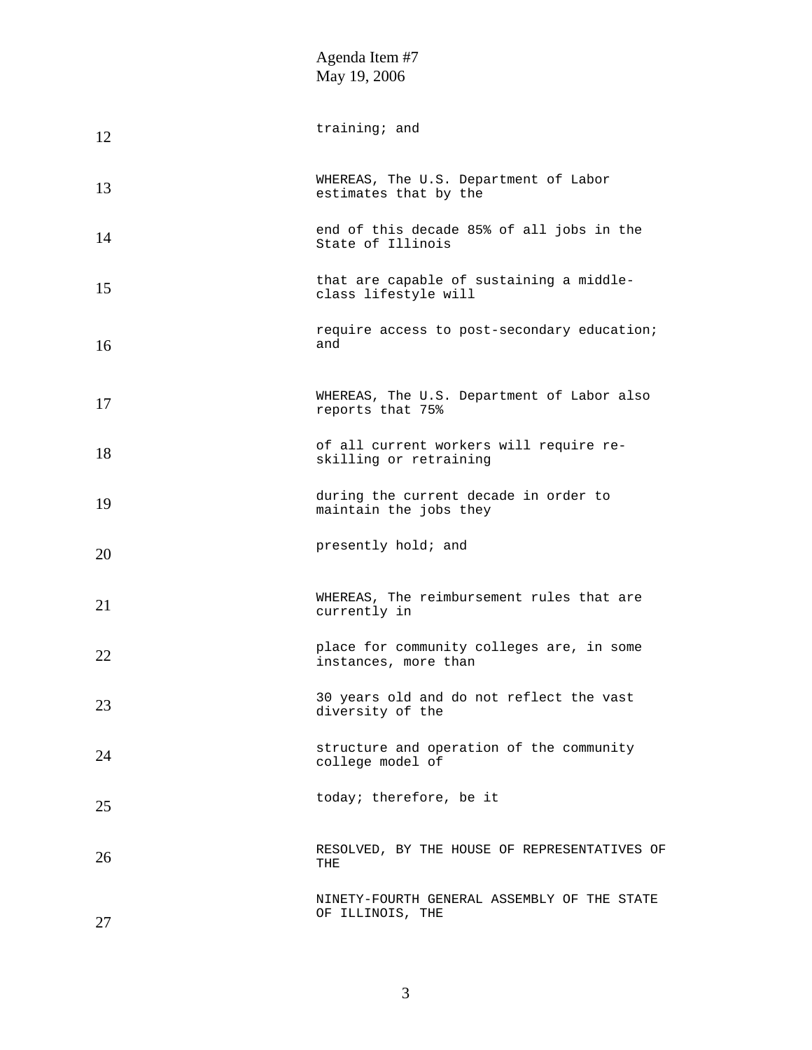Agenda Item #7
May 19, 2006

12 training; and

13 WHEREAS, The U.S. Department of Labor estimates that by the

14 end of this decade 85% of all jobs in the State of Illinois

15 that are capable of sustaining a middle-class lifestyle will

16 require access to post-secondary education; and

17 WHEREAS, The U.S. Department of Labor also reports that 75%

18 of all current workers will require re-skilling or retraining

19 during the current decade in order to maintain the jobs they

20 presently hold; and

21 WHEREAS, The reimbursement rules that are currently in

22 place for community colleges are, in some instances, more than

23 30 years old and do not reflect the vast diversity of the

24 structure and operation of the community college model of

25 today; therefore, be it

26 RESOLVED, BY THE HOUSE OF REPRESENTATIVES OF THE

27 NINETY-FOURTH GENERAL ASSEMBLY OF THE STATE OF ILLINOIS, THE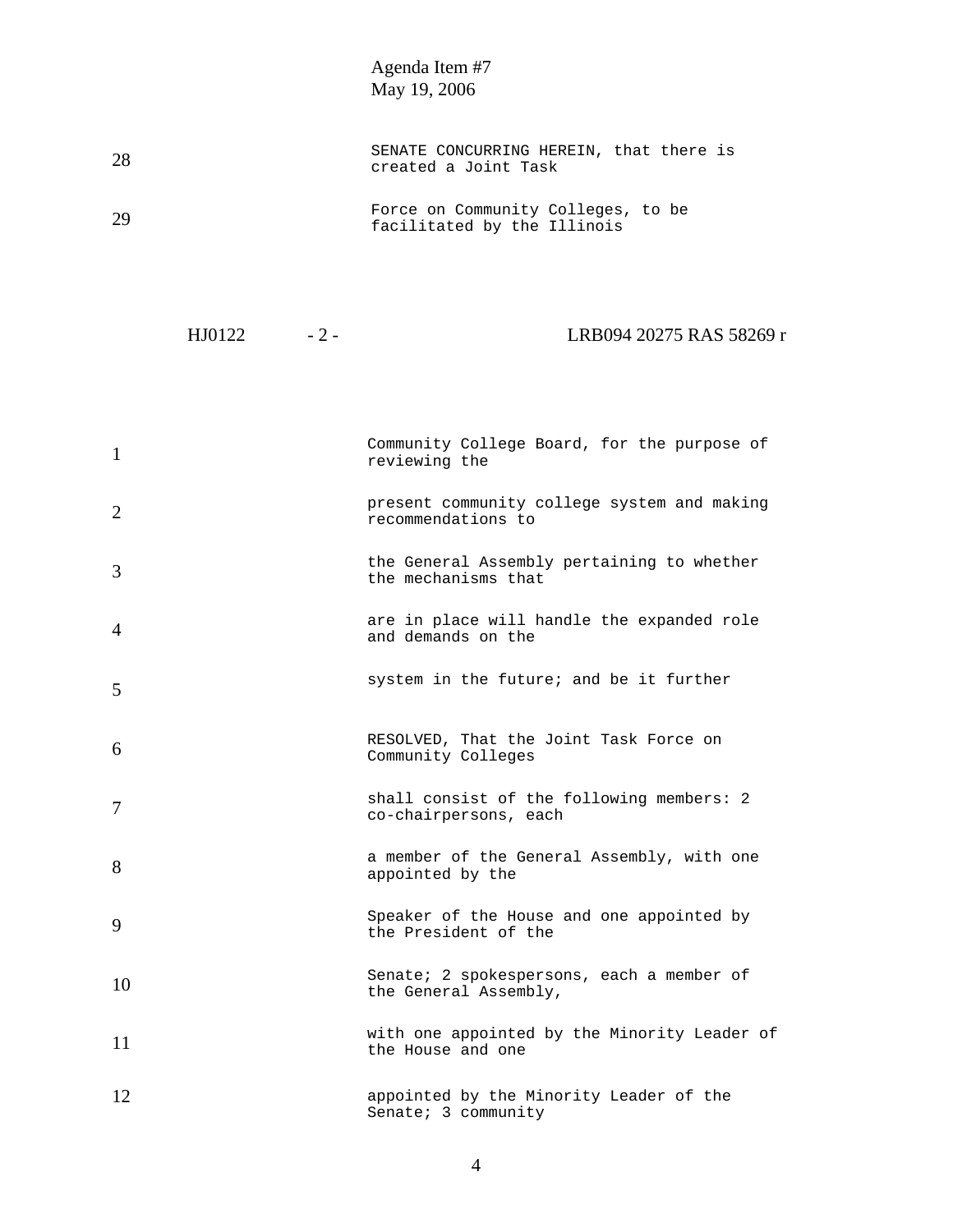Agenda Item #7
May 19, 2006

28 SENATE CONCURRING HEREIN, that there is created a Joint Task

29 Force on Community Colleges, to be facilitated by the Illinois

HJ0122 - 2 - LRB094 20275 RAS 58269 r

1 Community College Board, for the purpose of reviewing the

2 present community college system and making recommendations to

3 the General Assembly pertaining to whether the mechanisms that

4 are in place will handle the expanded role and demands on the

5 system in the future; and be it further

6 RESOLVED, That the Joint Task Force on Community Colleges

7 shall consist of the following members: 2 co-chairpersons, each

8 a member of the General Assembly, with one appointed by the

9 Speaker of the House and one appointed by the President of the

10 Senate; 2 spokespersons, each a member of the General Assembly,

11 with one appointed by the Minority Leader of the House and one

12 appointed by the Minority Leader of the Senate; 3 community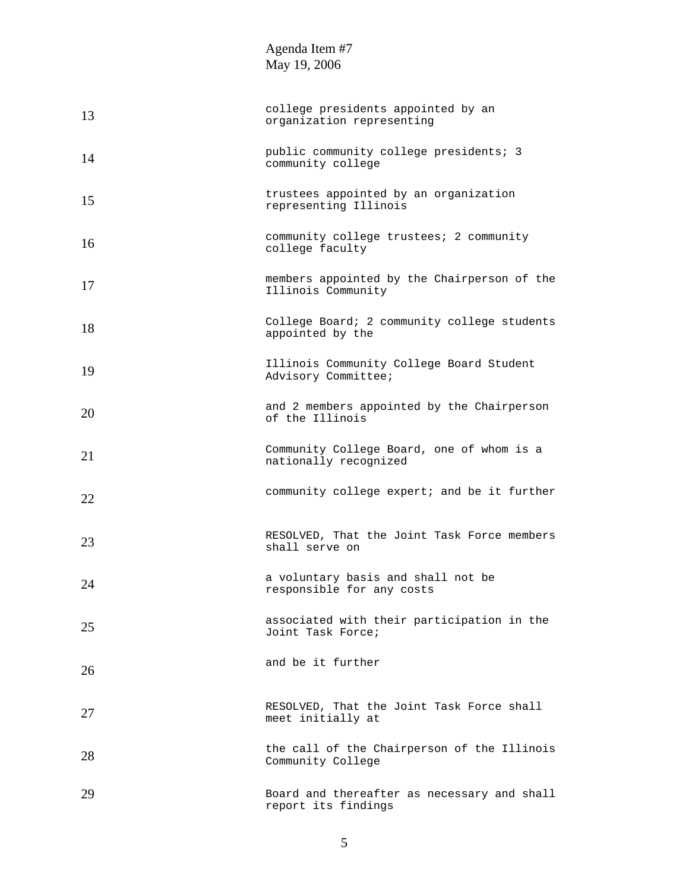college presidents appointed by an organization representing public community college presidents; 3 community college trustees appointed by an organization representing Illinois community college trustees; 2 community college faculty members appointed by the Chairperson of the Illinois Community College Board; 2 community college students appointed by the Illinois Community College Board Student Advisory Committee; and 2 members appointed by the Chairperson of the Illinois Community College Board, one of whom is a nationally recognized community college expert; and be it further

RESOLVED, That the Joint Task Force members shall serve on a voluntary basis and shall not be responsible for any costs associated with their participation in the Joint Task Force; and be it further

RESOLVED, That the Joint Task Force shall meet initially at the call of the Chairperson of the Illinois Community College Board and thereafter as necessary and shall report its findings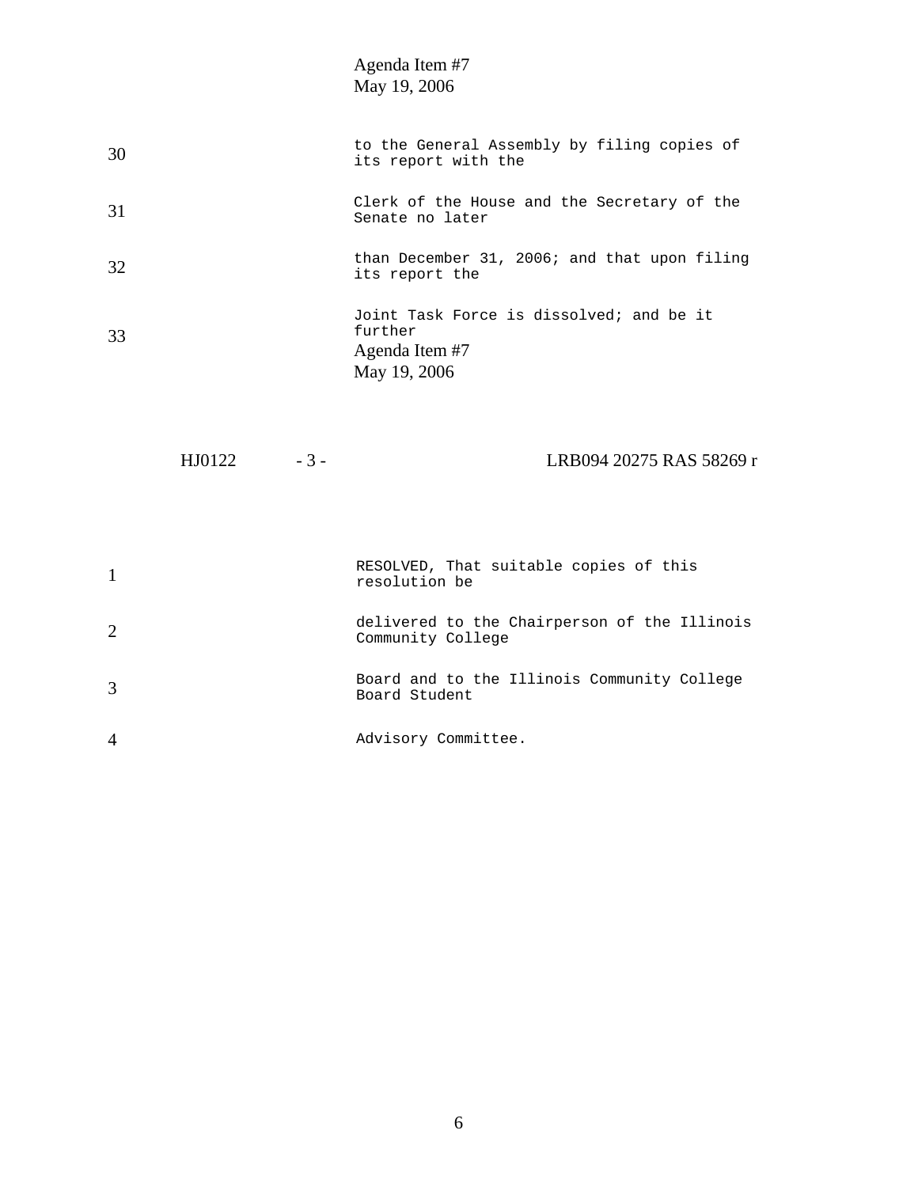30 to the General Assembly by filing copies of its report with the

31 Clerk of the House and the Secretary of the Senate no later

32 than December 31, 2006; and that upon filing its report the

33 Joint Task Force is dissolved; and be it further

HJ0122 - 3 - LRB094 20275 RAS 58269 r

1 RESOLVED, That suitable copies of this resolution be

2 delivered to the Chairperson of the Illinois Community College

3 Board and to the Illinois Community College Board Student

4 Advisory Committee.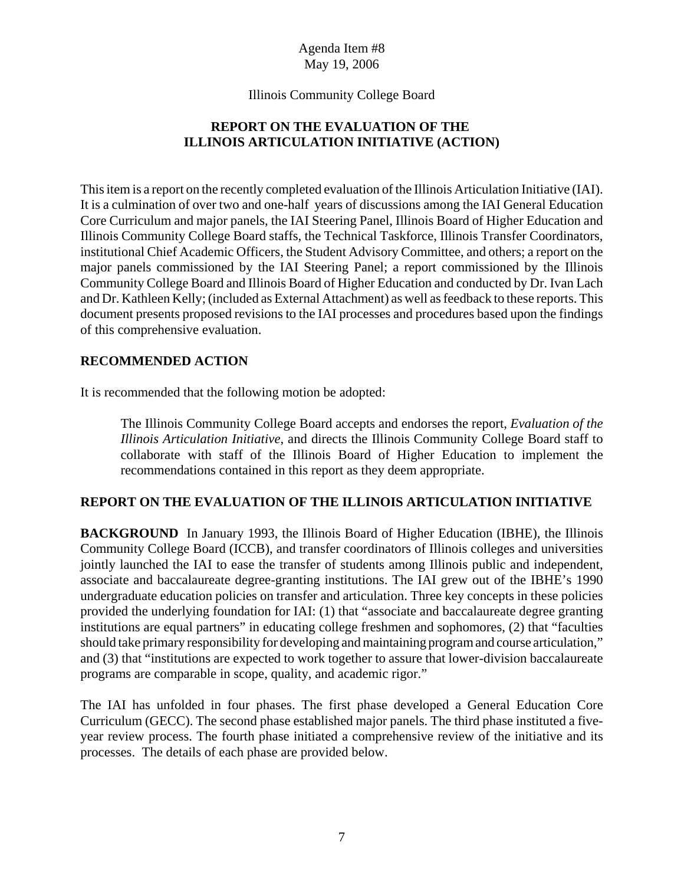Agenda Item #8
May 19, 2006

Illinois Community College Board

## REPORT ON THE EVALUATION OF THE ILLINOIS ARTICULATION INITIATIVE (ACTION)

This item is a report on the recently completed evaluation of the Illinois Articulation Initiative (IAI). It is a culmination of over two and one-half years of discussions among the IAI General Education Core Curriculum and major panels, the IAI Steering Panel, Illinois Board of Higher Education and Illinois Community College Board staffs, the Technical Taskforce, Illinois Transfer Coordinators, institutional Chief Academic Officers, the Student Advisory Committee, and others; a report on the major panels commissioned by the IAI Steering Panel; a report commissioned by the Illinois Community College Board and Illinois Board of Higher Education and conducted by Dr. Ivan Lach and Dr. Kathleen Kelly; (included as External Attachment) as well as feedback to these reports. This document presents proposed revisions to the IAI processes and procedures based upon the findings of this comprehensive evaluation.

**RECOMMENDED ACTION**

It is recommended that the following motion be adopted:

> The Illinois Community College Board accepts and endorses the report, *Evaluation of the Illinois Articulation Initiative*, and directs the Illinois Community College Board staff to collaborate with staff of the Illinois Board of Higher Education to implement the recommendations contained in this report as they deem appropriate.

**REPORT ON THE EVALUATION OF THE ILLINOIS ARTICULATION INITIATIVE**

**BACKGROUND** In January 1993, the Illinois Board of Higher Education (IBHE), the Illinois Community College Board (ICCB), and transfer coordinators of Illinois colleges and universities jointly launched the IAI to ease the transfer of students among Illinois public and independent, associate and baccalaureate degree-granting institutions. The IAI grew out of the IBHE's 1990 undergraduate education policies on transfer and articulation. Three key concepts in these policies provided the underlying foundation for IAI: (1) that "associate and baccalaureate degree granting institutions are equal partners" in educating college freshmen and sophomores, (2) that "faculties should take primary responsibility for developing and maintaining program and course articulation," and (3) that "institutions are expected to work together to assure that lower-division baccalaureate programs are comparable in scope, quality, and academic rigor."

The IAI has unfolded in four phases. The first phase developed a General Education Core Curriculum (GECC). The second phase established major panels. The third phase instituted a five-year review process. The fourth phase initiated a comprehensive review of the initiative and its processes. The details of each phase are provided below.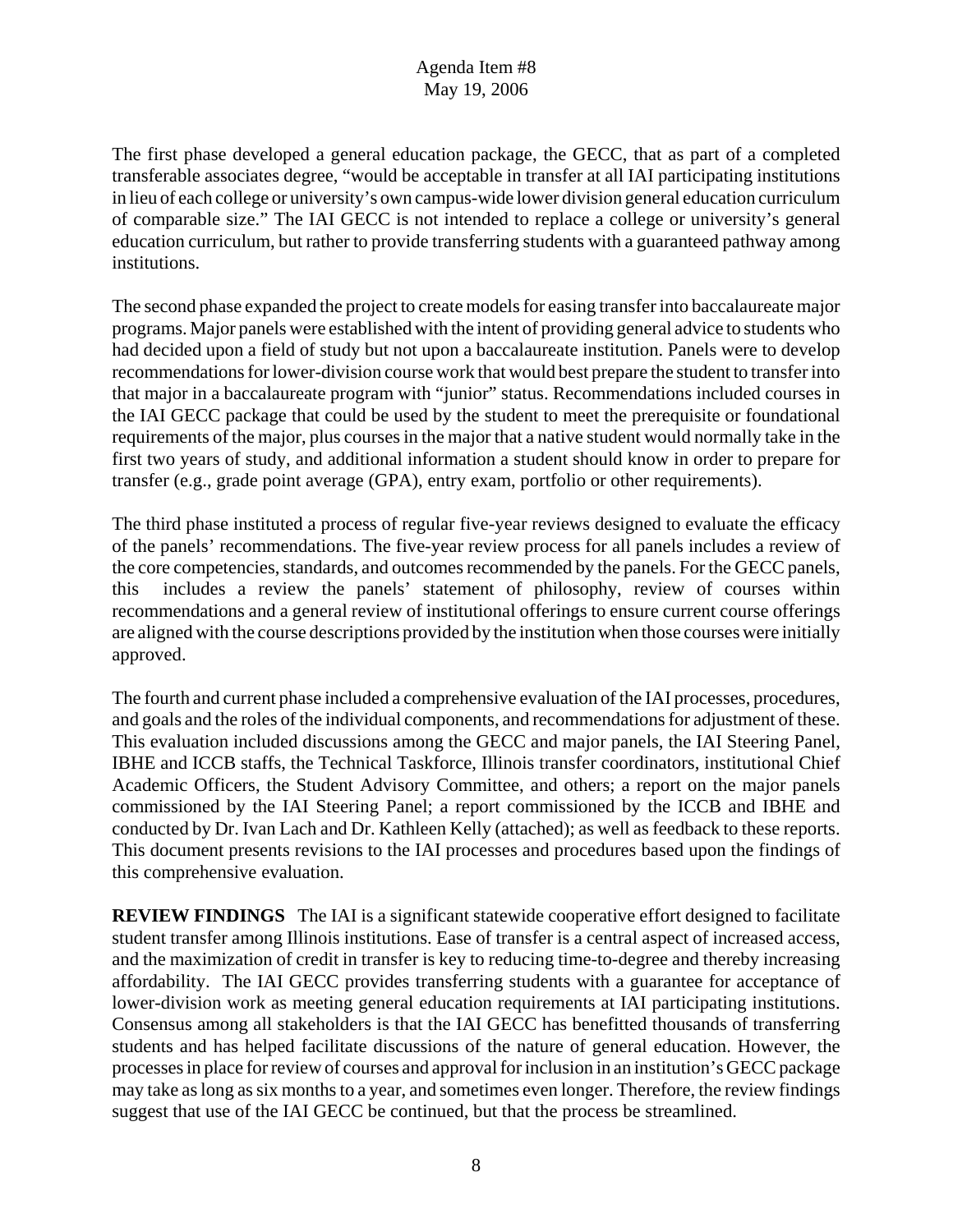The first phase developed a general education package, the GECC, that as part of a completed transferable associates degree, "would be acceptable in transfer at all IAI participating institutions in lieu of each college or university's own campus-wide lower division general education curriculum of comparable size." The IAI GECC is not intended to replace a college or university's general education curriculum, but rather to provide transferring students with a guaranteed pathway among institutions.

The second phase expanded the project to create models for easing transfer into baccalaureate major programs. Major panels were established with the intent of providing general advice to students who had decided upon a field of study but not upon a baccalaureate institution. Panels were to develop recommendations for lower-division course work that would best prepare the student to transfer into that major in a baccalaureate program with "junior" status. Recommendations included courses in the IAI GECC package that could be used by the student to meet the prerequisite or foundational requirements of the major, plus courses in the major that a native student would normally take in the first two years of study, and additional information a student should know in order to prepare for transfer (e.g., grade point average (GPA), entry exam, portfolio or other requirements).

The third phase instituted a process of regular five-year reviews designed to evaluate the efficacy of the panels' recommendations. The five-year review process for all panels includes a review of the core competencies, standards, and outcomes recommended by the panels. For the GECC panels, this includes a review the panels' statement of philosophy, review of courses within recommendations and a general review of institutional offerings to ensure current course offerings are aligned with the course descriptions provided by the institution when those courses were initially approved.

The fourth and current phase included a comprehensive evaluation of the IAI processes, procedures, and goals and the roles of the individual components, and recommendations for adjustment of these. This evaluation included discussions among the GECC and major panels, the IAI Steering Panel, IBHE and ICCB staffs, the Technical Taskforce, Illinois transfer coordinators, institutional Chief Academic Officers, the Student Advisory Committee, and others; a report on the major panels commissioned by the IAI Steering Panel; a report commissioned by the ICCB and IBHE and conducted by Dr. Ivan Lach and Dr. Kathleen Kelly (attached); as well as feedback to these reports. This document presents revisions to the IAI processes and procedures based upon the findings of this comprehensive evaluation.

**REVIEW FINDINGS** The IAI is a significant statewide cooperative effort designed to facilitate student transfer among Illinois institutions. Ease of transfer is a central aspect of increased access, and the maximization of credit in transfer is key to reducing time-to-degree and thereby increasing affordability. The IAI GECC provides transferring students with a guarantee for acceptance of lower-division work as meeting general education requirements at IAI participating institutions. Consensus among all stakeholders is that the IAI GECC has benefitted thousands of transferring students and has helped facilitate discussions of the nature of general education. However, the processes in place for review of courses and approval for inclusion in an institution's GECC package may take as long as six months to a year, and sometimes even longer. Therefore, the review findings suggest that use of the IAI GECC be continued, but that the process be streamlined.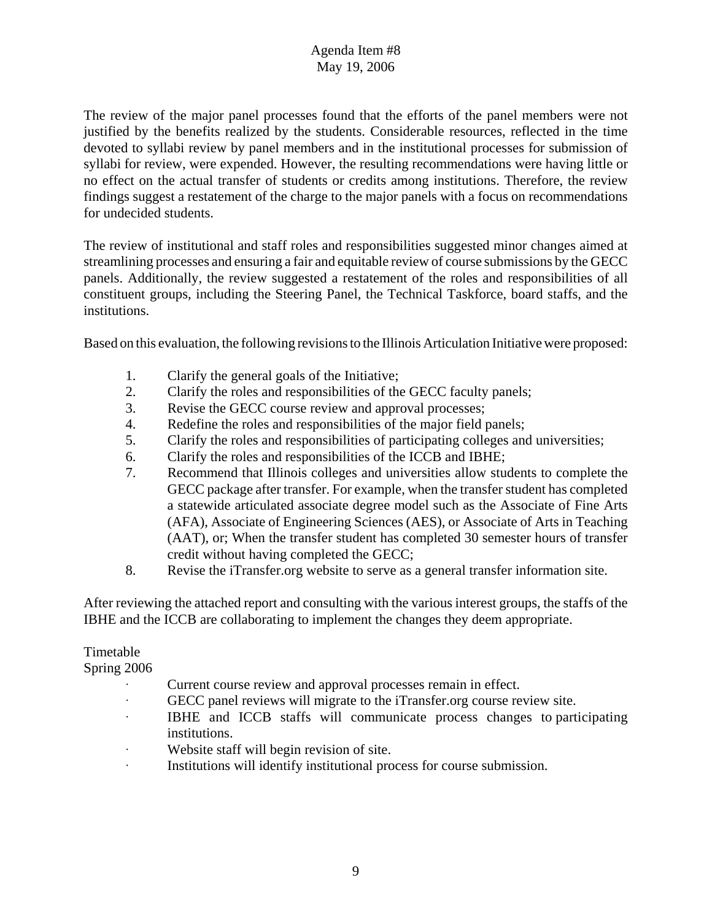The review of the major panel processes found that the efforts of the panel members were not justified by the benefits realized by the students. Considerable resources, reflected in the time devoted to syllabi review by panel members and in the institutional processes for submission of syllabi for review, were expended. However, the resulting recommendations were having little or no effect on the actual transfer of students or credits among institutions. Therefore, the review findings suggest a restatement of the charge to the major panels with a focus on recommendations for undecided students.

The review of institutional and staff roles and responsibilities suggested minor changes aimed at streamlining processes and ensuring a fair and equitable review of course submissions by the GECC panels. Additionally, the review suggested a restatement of the roles and responsibilities of all constituent groups, including the Steering Panel, the Technical Taskforce, board staffs, and the institutions.

Based on this evaluation, the following revisions to the Illinois Articulation Initiative were proposed:

1. Clarify the general goals of the Initiative;
2. Clarify the roles and responsibilities of the GECC faculty panels;
3. Revise the GECC course review and approval processes;
4. Redefine the roles and responsibilities of the major field panels;
5. Clarify the roles and responsibilities of participating colleges and universities;
6. Clarify the roles and responsibilities of the ICCB and IBHE;
7. Recommend that Illinois colleges and universities allow students to complete the GECC package after transfer. For example, when the transfer student has completed a statewide articulated associate degree model such as the Associate of Fine Arts (AFA), Associate of Engineering Sciences (AES), or Associate of Arts in Teaching (AAT), or; When the transfer student has completed 30 semester hours of transfer credit without having completed the GECC;
8. Revise the iTransfer.org website to serve as a general transfer information site.

After reviewing the attached report and consulting with the various interest groups, the staffs of the IBHE and the ICCB are collaborating to implement the changes they deem appropriate.

Timetable

Spring 2006

- Current course review and approval processes remain in effect.
- GECC panel reviews will migrate to the iTransfer.org course review site.
- IBHE and ICCB staffs will communicate process changes to participating institutions.
- Website staff will begin revision of site.
- Institutions will identify institutional process for course submission.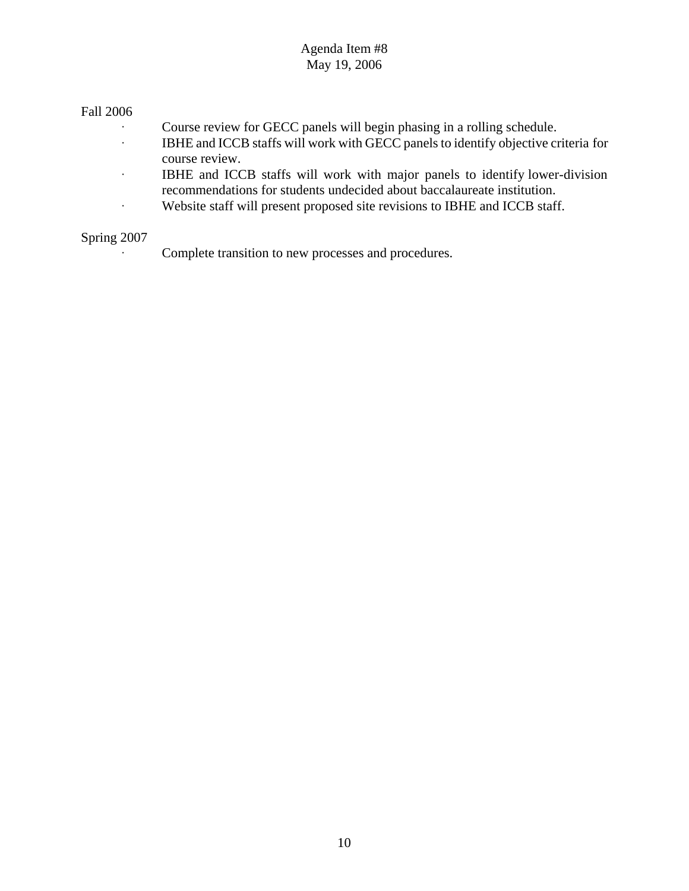Fall 2006

- Course review for GECC panels will begin phasing in a rolling schedule.
- IBHE and ICCB staffs will work with GECC panels to identify objective criteria for course review.
- IBHE and ICCB staffs will work with major panels to identify lower-division recommendations for students undecided about baccalaureate institution.
- Website staff will present proposed site revisions to IBHE and ICCB staff.

Spring 2007

- Complete transition to new processes and procedures.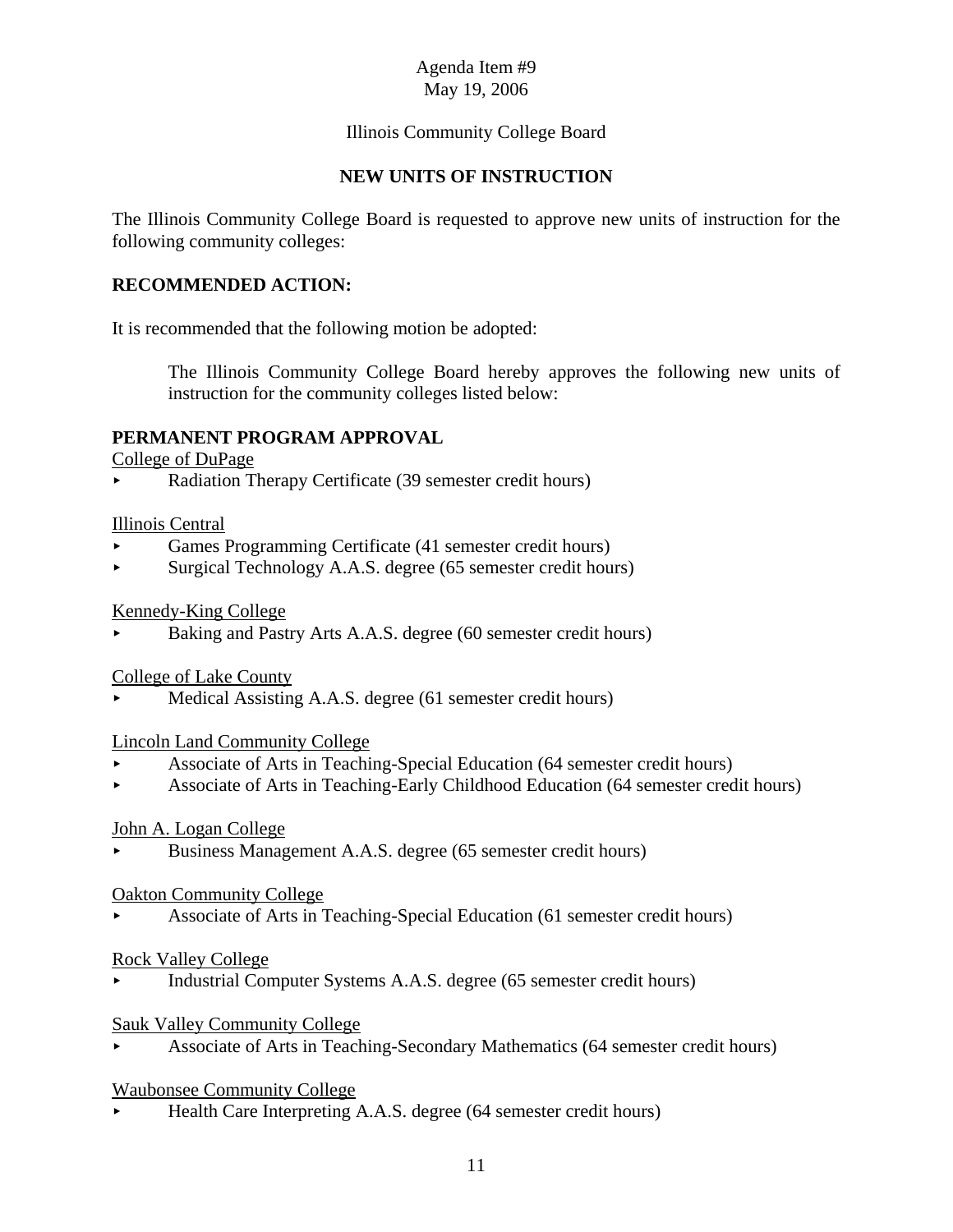Agenda Item #9
May 19, 2006

Illinois Community College Board

# NEW UNITS OF INSTRUCTION

The Illinois Community College Board is requested to approve new units of instruction for the following community colleges:

## RECOMMENDED ACTION:

It is recommended that the following motion be adopted:

> The Illinois Community College Board hereby approves the following new units of instruction for the community colleges listed below:

## PERMANENT PROGRAM APPROVAL

College of DuPage

- Radiation Therapy Certificate (39 semester credit hours)

Illinois Central

- Games Programming Certificate (41 semester credit hours)
- Surgical Technology A.A.S. degree (65 semester credit hours)

Kennedy-King College

- Baking and Pastry Arts A.A.S. degree (60 semester credit hours)

College of Lake County

- Medical Assisting A.A.S. degree (61 semester credit hours)

Lincoln Land Community College

- Associate of Arts in Teaching-Special Education (64 semester credit hours)
- Associate of Arts in Teaching-Early Childhood Education (64 semester credit hours)

John A. Logan College

- Business Management A.A.S. degree (65 semester credit hours)

Oakton Community College

- Associate of Arts in Teaching-Special Education (61 semester credit hours)

Rock Valley College

- Industrial Computer Systems A.A.S. degree (65 semester credit hours)

Sauk Valley Community College

- Associate of Arts in Teaching-Secondary Mathematics (64 semester credit hours)

Waubonsee Community College

- Health Care Interpreting A.A.S. degree (64 semester credit hours)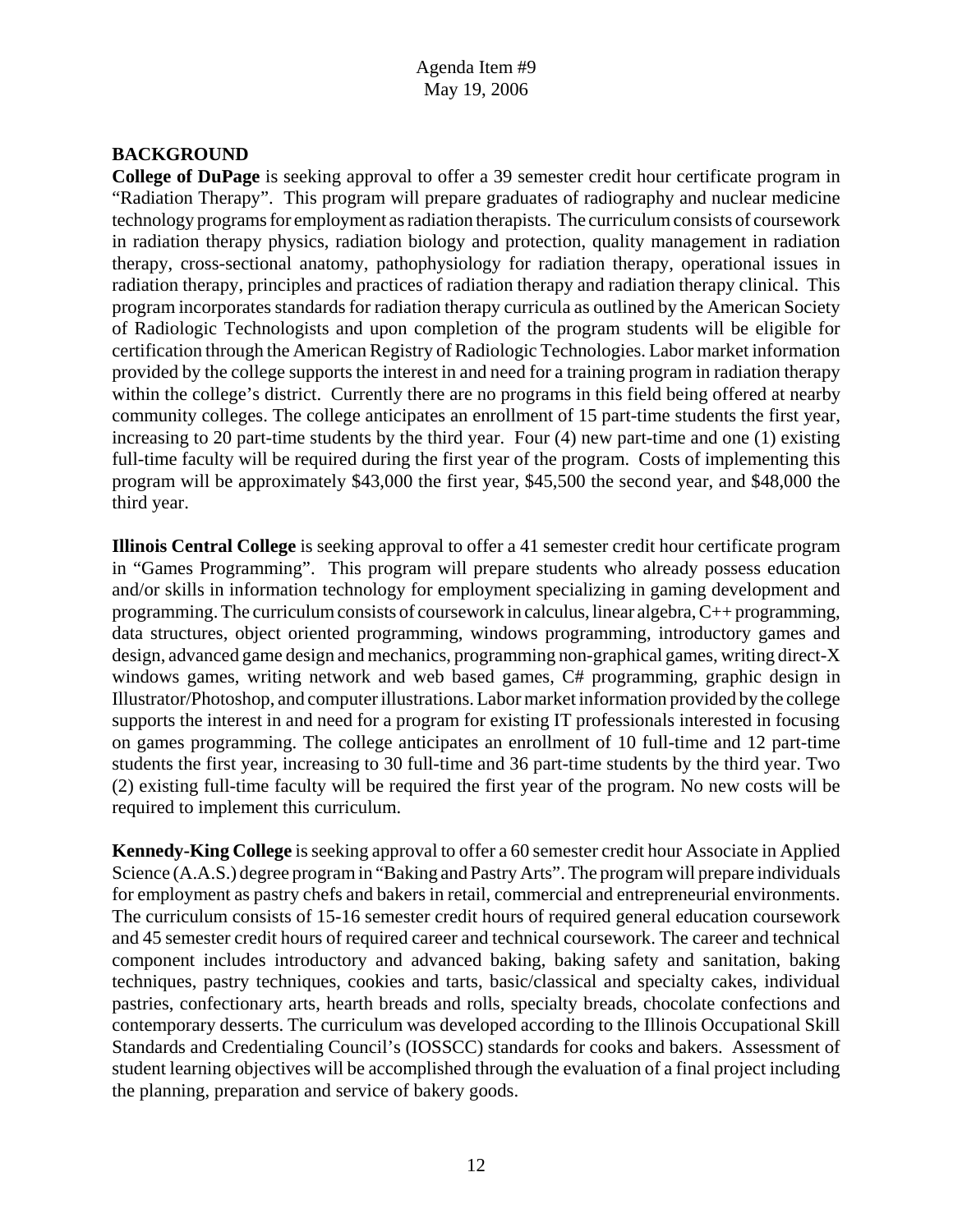## BACKGROUND

**College of DuPage** is seeking approval to offer a 39 semester credit hour certificate program in "Radiation Therapy". This program will prepare graduates of radiography and nuclear medicine technology programs for employment as radiation therapists. The curriculum consists of coursework in radiation therapy physics, radiation biology and protection, quality management in radiation therapy, cross-sectional anatomy, pathophysiology for radiation therapy, operational issues in radiation therapy, principles and practices of radiation therapy and radiation therapy clinical. This program incorporates standards for radiation therapy curricula as outlined by the American Society of Radiologic Technologists and upon completion of the program students will be eligible for certification through the American Registry of Radiologic Technologies. Labor market information provided by the college supports the interest in and need for a training program in radiation therapy within the college's district. Currently there are no programs in this field being offered at nearby community colleges. The college anticipates an enrollment of 15 part-time students the first year, increasing to 20 part-time students by the third year. Four (4) new part-time and one (1) existing full-time faculty will be required during the first year of the program. Costs of implementing this program will be approximately $43,000 the first year, $45,500 the second year, and $48,000 the third year.

**Illinois Central College** is seeking approval to offer a 41 semester credit hour certificate program in "Games Programming". This program will prepare students who already possess education and/or skills in information technology for employment specializing in gaming development and programming. The curriculum consists of coursework in calculus, linear algebra, C++ programming, data structures, object oriented programming, windows programming, introductory games and design, advanced game design and mechanics, programming non-graphical games, writing direct-X windows games, writing network and web based games, C# programming, graphic design in Illustrator/Photoshop, and computer illustrations. Labor market information provided by the college supports the interest in and need for a program for existing IT professionals interested in focusing on games programming. The college anticipates an enrollment of 10 full-time and 12 part-time students the first year, increasing to 30 full-time and 36 part-time students by the third year. Two (2) existing full-time faculty will be required the first year of the program. No new costs will be required to implement this curriculum.

**Kennedy-King College** is seeking approval to offer a 60 semester credit hour Associate in Applied Science (A.A.S.) degree program in "Baking and Pastry Arts". The program will prepare individuals for employment as pastry chefs and bakers in retail, commercial and entrepreneurial environments. The curriculum consists of 15-16 semester credit hours of required general education coursework and 45 semester credit hours of required career and technical coursework. The career and technical component includes introductory and advanced baking, baking safety and sanitation, baking techniques, pastry techniques, cookies and tarts, basic/classical and specialty cakes, individual pastries, confectionary arts, hearth breads and rolls, specialty breads, chocolate confections and contemporary desserts. The curriculum was developed according to the Illinois Occupational Skill Standards and Credentialing Council's (IOSSCC) standards for cooks and bakers. Assessment of student learning objectives will be accomplished through the evaluation of a final project including the planning, preparation and service of bakery goods.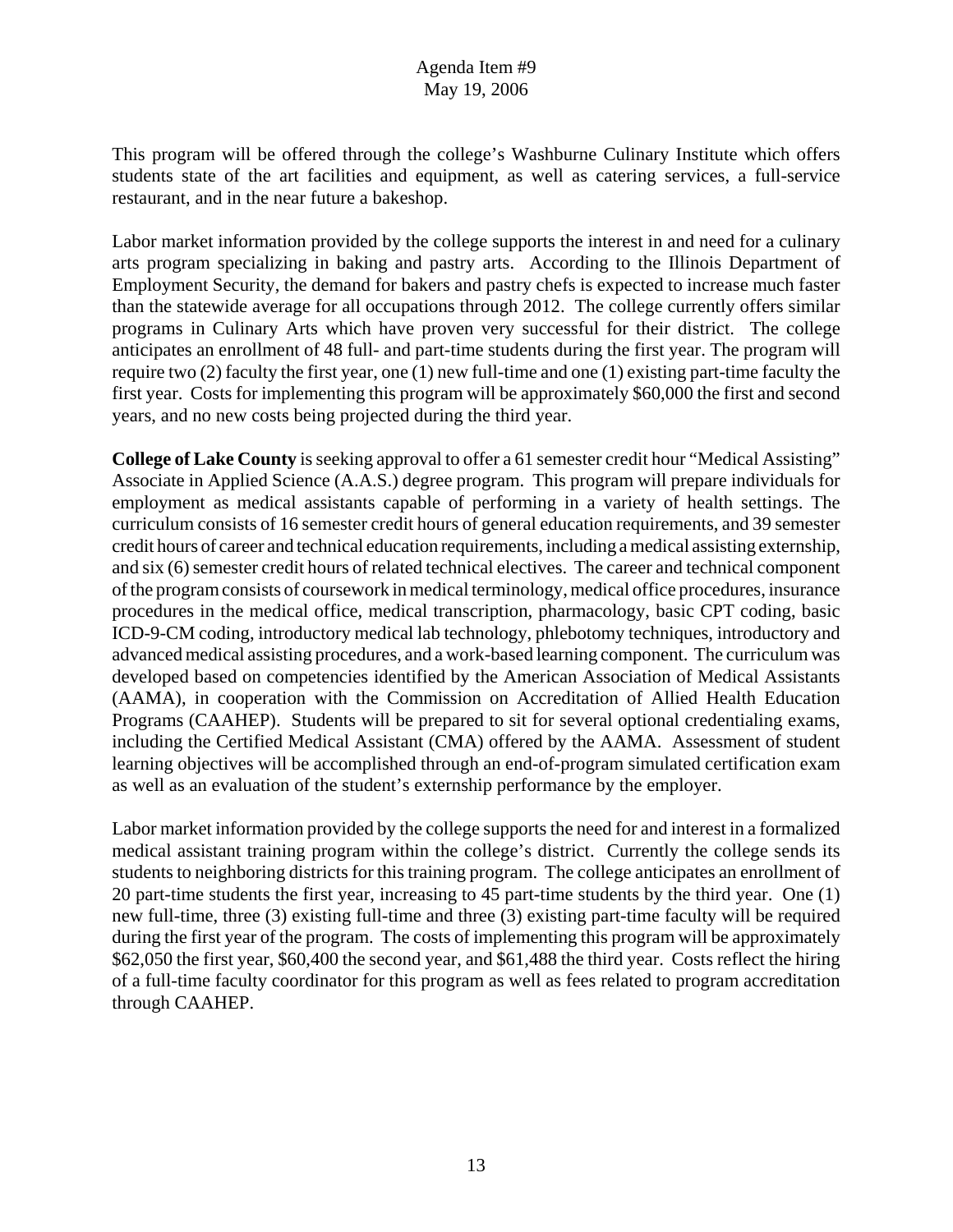This program will be offered through the college's Washburne Culinary Institute which offers students state of the art facilities and equipment, as well as catering services, a full-service restaurant, and in the near future a bakeshop.

Labor market information provided by the college supports the interest in and need for a culinary arts program specializing in baking and pastry arts. According to the Illinois Department of Employment Security, the demand for bakers and pastry chefs is expected to increase much faster than the statewide average for all occupations through 2012. The college currently offers similar programs in Culinary Arts which have proven very successful for their district. The college anticipates an enrollment of 48 full- and part-time students during the first year. The program will require two (2) faculty the first year, one (1) new full-time and one (1) existing part-time faculty the first year. Costs for implementing this program will be approximately $60,000 the first and second years, and no new costs being projected during the third year.

**College of Lake County** is seeking approval to offer a 61 semester credit hour "Medical Assisting" Associate in Applied Science (A.A.S.) degree program. This program will prepare individuals for employment as medical assistants capable of performing in a variety of health settings. The curriculum consists of 16 semester credit hours of general education requirements, and 39 semester credit hours of career and technical education requirements, including a medical assisting externship, and six (6) semester credit hours of related technical electives. The career and technical component of the program consists of coursework in medical terminology, medical office procedures, insurance procedures in the medical office, medical transcription, pharmacology, basic CPT coding, basic ICD-9-CM coding, introductory medical lab technology, phlebotomy techniques, introductory and advanced medical assisting procedures, and a work-based learning component. The curriculum was developed based on competencies identified by the American Association of Medical Assistants (AAMA), in cooperation with the Commission on Accreditation of Allied Health Education Programs (CAAHEP). Students will be prepared to sit for several optional credentialing exams, including the Certified Medical Assistant (CMA) offered by the AAMA. Assessment of student learning objectives will be accomplished through an end-of-program simulated certification exam as well as an evaluation of the student's externship performance by the employer.

Labor market information provided by the college supports the need for and interest in a formalized medical assistant training program within the college's district. Currently the college sends its students to neighboring districts for this training program. The college anticipates an enrollment of 20 part-time students the first year, increasing to 45 part-time students by the third year. One (1) new full-time, three (3) existing full-time and three (3) existing part-time faculty will be required during the first year of the program. The costs of implementing this program will be approximately $62,050 the first year, $60,400 the second year, and $61,488 the third year. Costs reflect the hiring of a full-time faculty coordinator for this program as well as fees related to program accreditation through CAAHEP.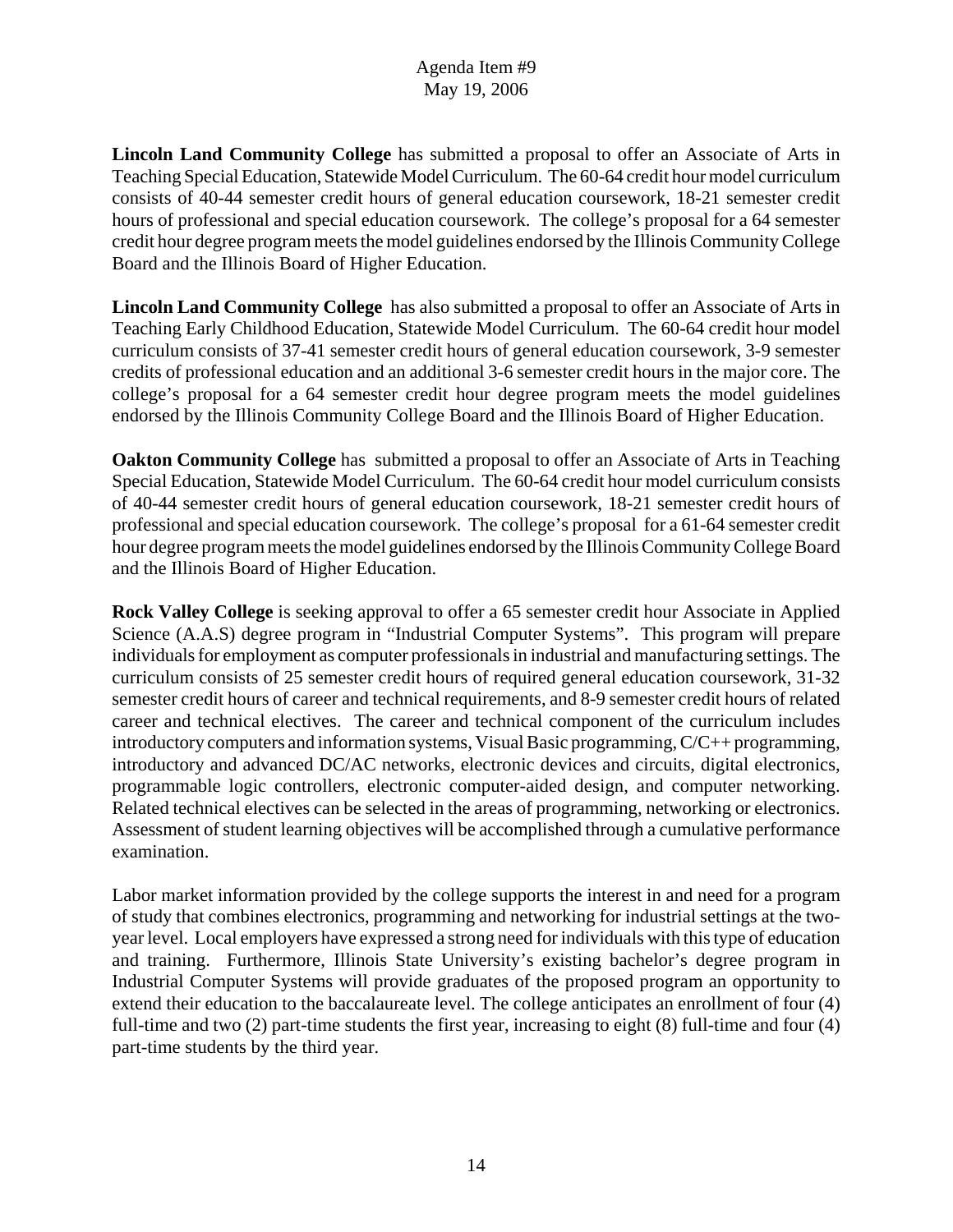**Lincoln Land Community College** has submitted a proposal to offer an Associate of Arts in Teaching Special Education, Statewide Model Curriculum. The 60-64 credit hour model curriculum consists of 40-44 semester credit hours of general education coursework, 18-21 semester credit hours of professional and special education coursework. The college's proposal for a 64 semester credit hour degree program meets the model guidelines endorsed by the Illinois Community College Board and the Illinois Board of Higher Education.

**Lincoln Land Community College** has also submitted a proposal to offer an Associate of Arts in Teaching Early Childhood Education, Statewide Model Curriculum. The 60-64 credit hour model curriculum consists of 37-41 semester credit hours of general education coursework, 3-9 semester credits of professional education and an additional 3-6 semester credit hours in the major core. The college's proposal for a 64 semester credit hour degree program meets the model guidelines endorsed by the Illinois Community College Board and the Illinois Board of Higher Education.

**Oakton Community College** has submitted a proposal to offer an Associate of Arts in Teaching Special Education, Statewide Model Curriculum. The 60-64 credit hour model curriculum consists of 40-44 semester credit hours of general education coursework, 18-21 semester credit hours of professional and special education coursework. The college's proposal for a 61-64 semester credit hour degree program meets the model guidelines endorsed by the Illinois Community College Board and the Illinois Board of Higher Education.

**Rock Valley College** is seeking approval to offer a 65 semester credit hour Associate in Applied Science (A.A.S) degree program in "Industrial Computer Systems". This program will prepare individuals for employment as computer professionals in industrial and manufacturing settings. The curriculum consists of 25 semester credit hours of required general education coursework, 31-32 semester credit hours of career and technical requirements, and 8-9 semester credit hours of related career and technical electives. The career and technical component of the curriculum includes introductory computers and information systems, Visual Basic programming, C/C++ programming, introductory and advanced DC/AC networks, electronic devices and circuits, digital electronics, programmable logic controllers, electronic computer-aided design, and computer networking. Related technical electives can be selected in the areas of programming, networking or electronics. Assessment of student learning objectives will be accomplished through a cumulative performance examination.

Labor market information provided by the college supports the interest in and need for a program of study that combines electronics, programming and networking for industrial settings at the two-year level. Local employers have expressed a strong need for individuals with this type of education and training. Furthermore, Illinois State University's existing bachelor's degree program in Industrial Computer Systems will provide graduates of the proposed program an opportunity to extend their education to the baccalaureate level. The college anticipates an enrollment of four (4) full-time and two (2) part-time students the first year, increasing to eight (8) full-time and four (4) part-time students by the third year.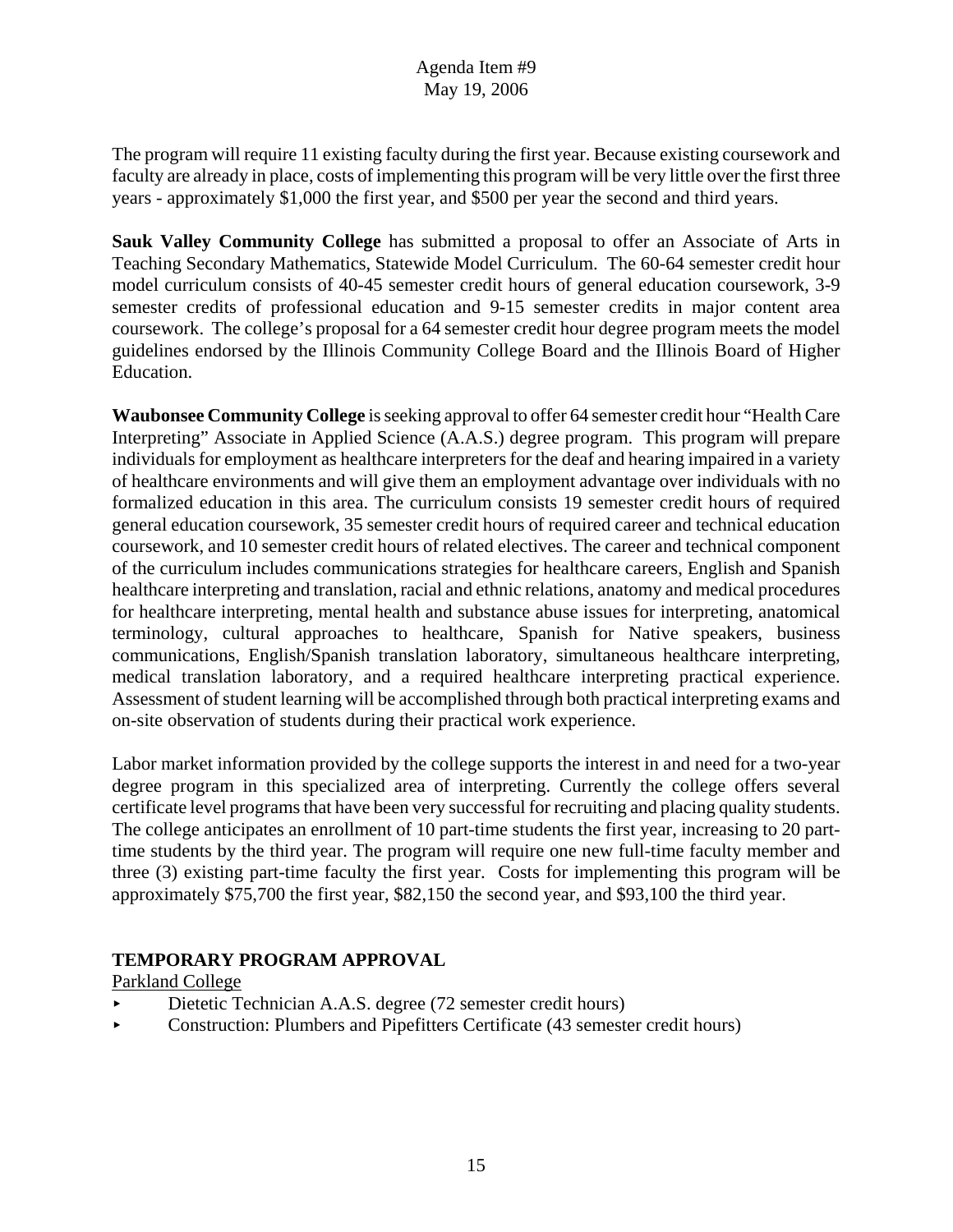The program will require 11 existing faculty during the first year. Because existing coursework and faculty are already in place, costs of implementing this program will be very little over the first three years - approximately $1,000 the first year, and $500 per year the second and third years.

**Sauk Valley Community College** has submitted a proposal to offer an Associate of Arts in Teaching Secondary Mathematics, Statewide Model Curriculum. The 60-64 semester credit hour model curriculum consists of 40-45 semester credit hours of general education coursework, 3-9 semester credits of professional education and 9-15 semester credits in major content area coursework. The college's proposal for a 64 semester credit hour degree program meets the model guidelines endorsed by the Illinois Community College Board and the Illinois Board of Higher Education.

**Waubonsee Community College** is seeking approval to offer 64 semester credit hour "Health Care Interpreting" Associate in Applied Science (A.A.S.) degree program. This program will prepare individuals for employment as healthcare interpreters for the deaf and hearing impaired in a variety of healthcare environments and will give them an employment advantage over individuals with no formalized education in this area. The curriculum consists 19 semester credit hours of required general education coursework, 35 semester credit hours of required career and technical education coursework, and 10 semester credit hours of related electives. The career and technical component of the curriculum includes communications strategies for healthcare careers, English and Spanish healthcare interpreting and translation, racial and ethnic relations, anatomy and medical procedures for healthcare interpreting, mental health and substance abuse issues for interpreting, anatomical terminology, cultural approaches to healthcare, Spanish for Native speakers, business communications, English/Spanish translation laboratory, simultaneous healthcare interpreting, medical translation laboratory, and a required healthcare interpreting practical experience. Assessment of student learning will be accomplished through both practical interpreting exams and on-site observation of students during their practical work experience.

Labor market information provided by the college supports the interest in and need for a two-year degree program in this specialized area of interpreting. Currently the college offers several certificate level programs that have been very successful for recruiting and placing quality students. The college anticipates an enrollment of 10 part-time students the first year, increasing to 20 part-time students by the third year. The program will require one new full-time faculty member and three (3) existing part-time faculty the first year. Costs for implementing this program will be approximately $75,700 the first year, $82,150 the second year, and $93,100 the third year.

## TEMPORARY PROGRAM APPROVAL

Parkland College

- Dietetic Technician A.A.S. degree (72 semester credit hours)
- Construction: Plumbers and Pipefitters Certificate (43 semester credit hours)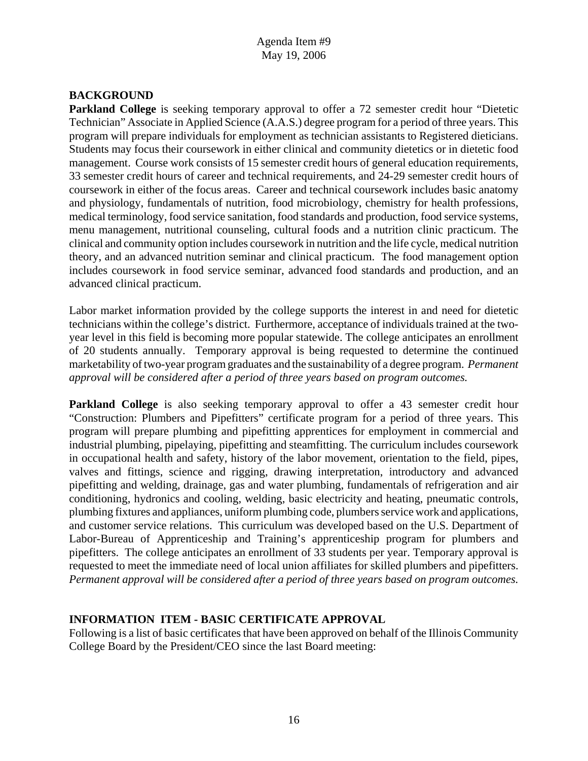## BACKGROUND

**Parkland College** is seeking temporary approval to offer a 72 semester credit hour "Dietetic Technician" Associate in Applied Science (A.A.S.) degree program for a period of three years. This program will prepare individuals for employment as technician assistants to Registered dieticians. Students may focus their coursework in either clinical and community dietetics or in dietetic food management. Course work consists of 15 semester credit hours of general education requirements, 33 semester credit hours of career and technical requirements, and 24-29 semester credit hours of coursework in either of the focus areas. Career and technical coursework includes basic anatomy and physiology, fundamentals of nutrition, food microbiology, chemistry for health professions, medical terminology, food service sanitation, food standards and production, food service systems, menu management, nutritional counseling, cultural foods and a nutrition clinic practicum. The clinical and community option includes coursework in nutrition and the life cycle, medical nutrition theory, and an advanced nutrition seminar and clinical practicum. The food management option includes coursework in food service seminar, advanced food standards and production, and an advanced clinical practicum.

Labor market information provided by the college supports the interest in and need for dietetic technicians within the college's district. Furthermore, acceptance of individuals trained at the two-year level in this field is becoming more popular statewide. The college anticipates an enrollment of 20 students annually. Temporary approval is being requested to determine the continued marketability of two-year program graduates and the sustainability of a degree program. *Permanent approval will be considered after a period of three years based on program outcomes.*

**Parkland College** is also seeking temporary approval to offer a 43 semester credit hour "Construction: Plumbers and Pipefitters" certificate program for a period of three years. This program will prepare plumbing and pipefitting apprentices for employment in commercial and industrial plumbing, pipelaying, pipefitting and steamfitting. The curriculum includes coursework in occupational health and safety, history of the labor movement, orientation to the field, pipes, valves and fittings, science and rigging, drawing interpretation, introductory and advanced pipefitting and welding, drainage, gas and water plumbing, fundamentals of refrigeration and air conditioning, hydronics and cooling, welding, basic electricity and heating, pneumatic controls, plumbing fixtures and appliances, uniform plumbing code, plumbers service work and applications, and customer service relations. This curriculum was developed based on the U.S. Department of Labor-Bureau of Apprenticeship and Training's apprenticeship program for plumbers and pipefitters. The college anticipates an enrollment of 33 students per year. Temporary approval is requested to meet the immediate need of local union affiliates for skilled plumbers and pipefitters. *Permanent approval will be considered after a period of three years based on program outcomes.*

## INFORMATION ITEM - BASIC CERTIFICATE APPROVAL

Following is a list of basic certificates that have been approved on behalf of the Illinois Community College Board by the President/CEO since the last Board meeting: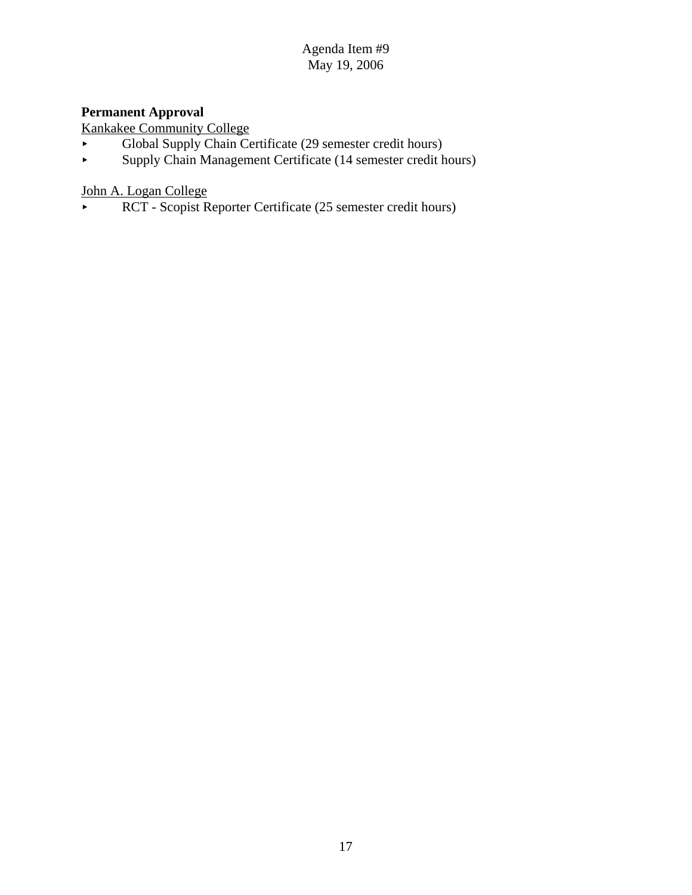**Permanent Approval**

Kankakee Community College

- Global Supply Chain Certificate (29 semester credit hours)
- Supply Chain Management Certificate (14 semester credit hours)

John A. Logan College

- RCT - Scopist Reporter Certificate (25 semester credit hours)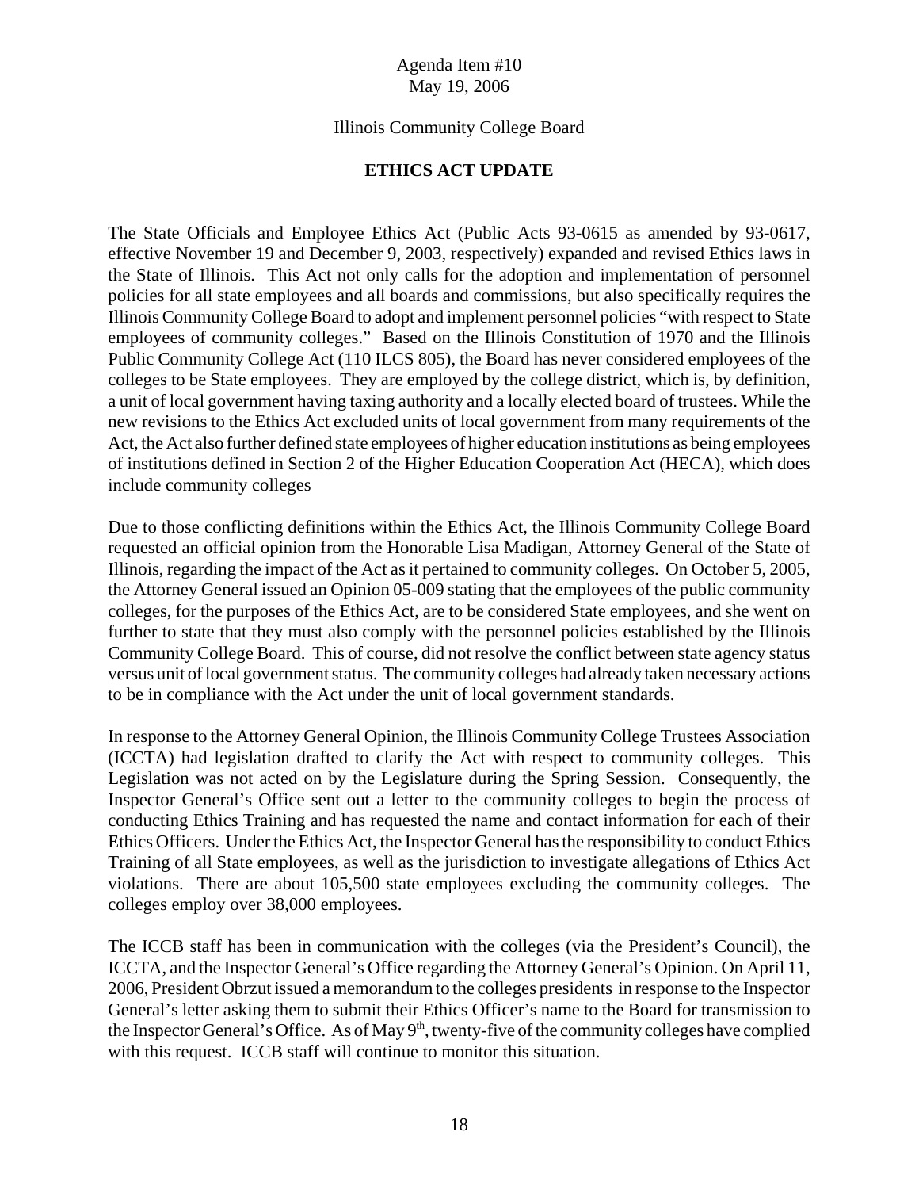Agenda Item #10
May 19, 2006

Illinois Community College Board

**ETHICS ACT UPDATE**

The State Officials and Employee Ethics Act (Public Acts 93-0615 as amended by 93-0617, effective November 19 and December 9, 2003, respectively) expanded and revised Ethics laws in the State of Illinois. This Act not only calls for the adoption and implementation of personnel policies for all state employees and all boards and commissions, but also specifically requires the Illinois Community College Board to adopt and implement personnel policies "with respect to State employees of community colleges." Based on the Illinois Constitution of 1970 and the Illinois Public Community College Act (110 ILCS 805), the Board has never considered employees of the colleges to be State employees. They are employed by the college district, which is, by definition, a unit of local government having taxing authority and a locally elected board of trustees. While the new revisions to the Ethics Act excluded units of local government from many requirements of the Act, the Act also further defined state employees of higher education institutions as being employees of institutions defined in Section 2 of the Higher Education Cooperation Act (HECA), which does include community colleges

Due to those conflicting definitions within the Ethics Act, the Illinois Community College Board requested an official opinion from the Honorable Lisa Madigan, Attorney General of the State of Illinois, regarding the impact of the Act as it pertained to community colleges. On October 5, 2005, the Attorney General issued an Opinion 05-009 stating that the employees of the public community colleges, for the purposes of the Ethics Act, are to be considered State employees, and she went on further to state that they must also comply with the personnel policies established by the Illinois Community College Board. This of course, did not resolve the conflict between state agency status versus unit of local government status. The community colleges had already taken necessary actions to be in compliance with the Act under the unit of local government standards.

In response to the Attorney General Opinion, the Illinois Community College Trustees Association (ICCTA) had legislation drafted to clarify the Act with respect to community colleges. This Legislation was not acted on by the Legislature during the Spring Session. Consequently, the Inspector General's Office sent out a letter to the community colleges to begin the process of conducting Ethics Training and has requested the name and contact information for each of their Ethics Officers. Under the Ethics Act, the Inspector General has the responsibility to conduct Ethics Training of all State employees, as well as the jurisdiction to investigate allegations of Ethics Act violations. There are about 105,500 state employees excluding the community colleges. The colleges employ over 38,000 employees.

The ICCB staff has been in communication with the colleges (via the President's Council), the ICCTA, and the Inspector General's Office regarding the Attorney General's Opinion. On April 11, 2006, President Obrzut issued a memorandum to the colleges presidents in response to the Inspector General's letter asking them to submit their Ethics Officer's name to the Board for transmission to the Inspector General's Office. As of May 9th, twenty-five of the community colleges have complied with this request. ICCB staff will continue to monitor this situation.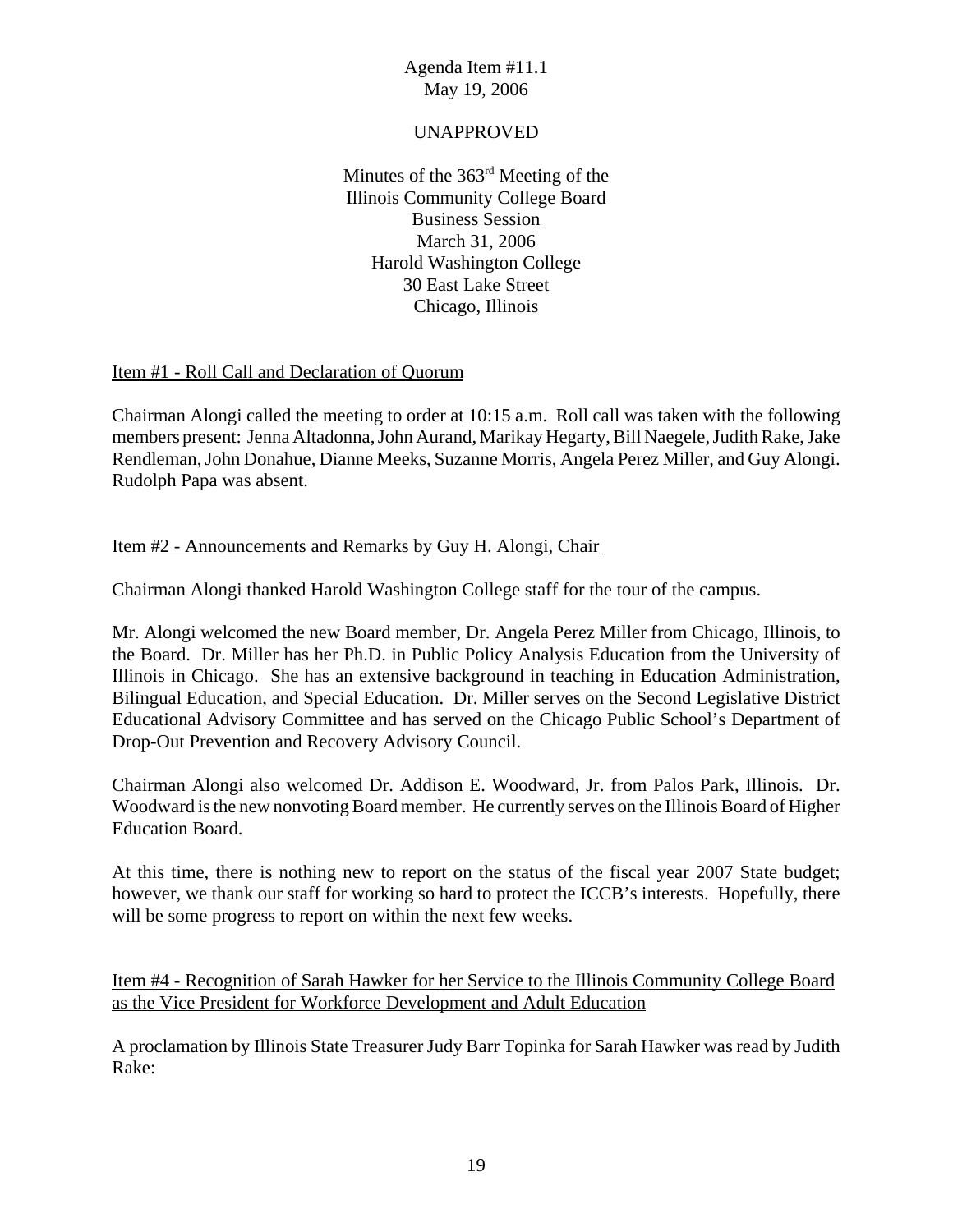Agenda Item #11.1
May 19, 2006

UNAPPROVED

Minutes of the 363rd Meeting of the
Illinois Community College Board
Business Session
March 31, 2006
Harold Washington College
30 East Lake Street
Chicago, Illinois

Item #1 - Roll Call and Declaration of Quorum

Chairman Alongi called the meeting to order at 10:15 a.m. Roll call was taken with the following members present: Jenna Altadonna, John Aurand, Marikay Hegarty, Bill Naegele, Judith Rake, Jake Rendleman, John Donahue, Dianne Meeks, Suzanne Morris, Angela Perez Miller, and Guy Alongi. Rudolph Papa was absent.

Item #2 - Announcements and Remarks by Guy H. Alongi, Chair

Chairman Alongi thanked Harold Washington College staff for the tour of the campus.

Mr. Alongi welcomed the new Board member, Dr. Angela Perez Miller from Chicago, Illinois, to the Board. Dr. Miller has her Ph.D. in Public Policy Analysis Education from the University of Illinois in Chicago. She has an extensive background in teaching in Education Administration, Bilingual Education, and Special Education. Dr. Miller serves on the Second Legislative District Educational Advisory Committee and has served on the Chicago Public School's Department of Drop-Out Prevention and Recovery Advisory Council.

Chairman Alongi also welcomed Dr. Addison E. Woodward, Jr. from Palos Park, Illinois. Dr. Woodward is the new nonvoting Board member. He currently serves on the Illinois Board of Higher Education Board.

At this time, there is nothing new to report on the status of the fiscal year 2007 State budget; however, we thank our staff for working so hard to protect the ICCB's interests. Hopefully, there will be some progress to report on within the next few weeks.

Item #4 - Recognition of Sarah Hawker for her Service to the Illinois Community College Board as the Vice President for Workforce Development and Adult Education

A proclamation by Illinois State Treasurer Judy Barr Topinka for Sarah Hawker was read by Judith Rake: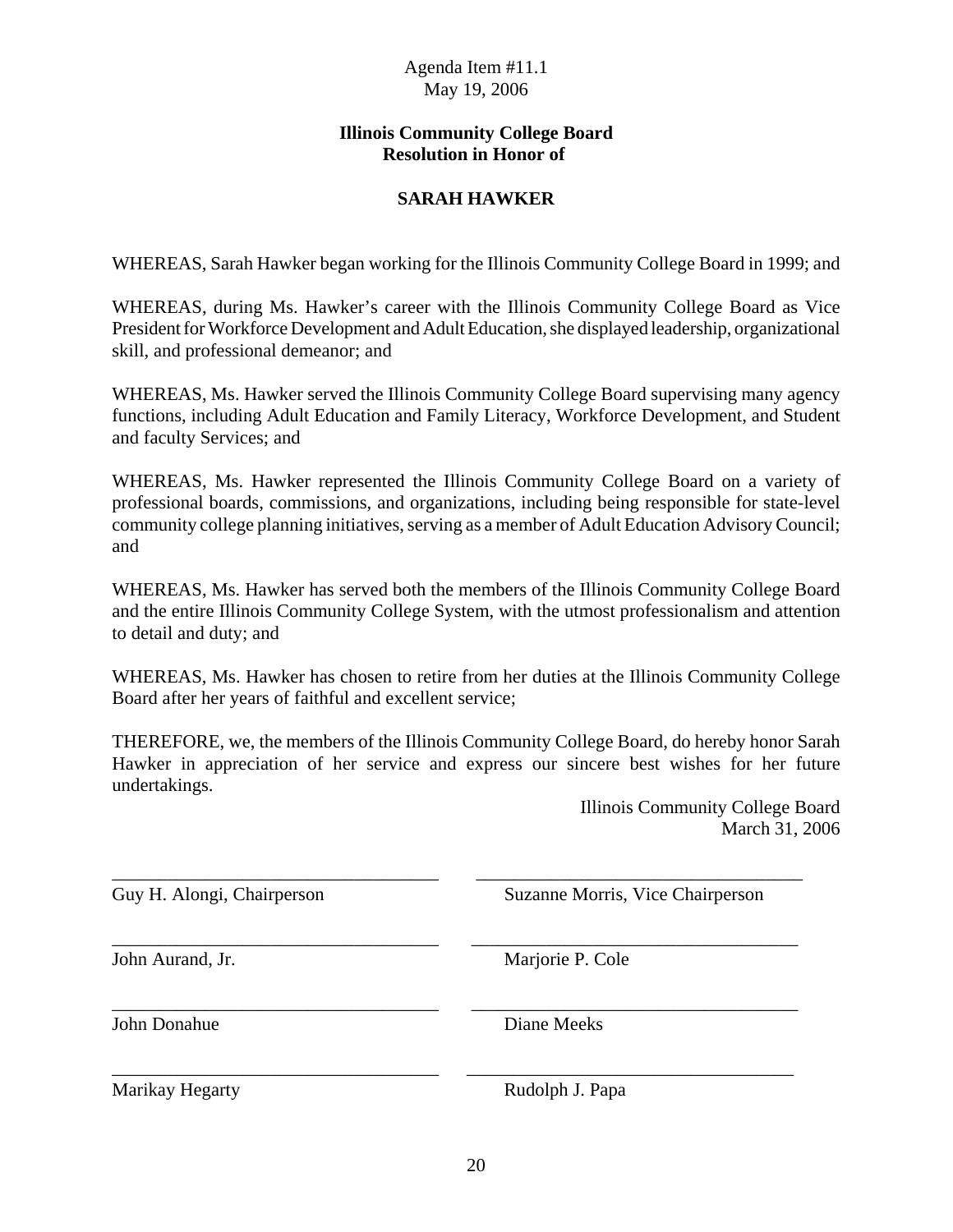Agenda Item #11.1
May 19, 2006

**Illinois Community College Board**
**Resolution in Honor of**

**SARAH HAWKER**

WHEREAS, Sarah Hawker began working for the Illinois Community College Board in 1999; and

WHEREAS, during Ms. Hawker's career with the Illinois Community College Board as Vice President for Workforce Development and Adult Education, she displayed leadership, organizational skill, and professional demeanor; and

WHEREAS, Ms. Hawker served the Illinois Community College Board supervising many agency functions, including Adult Education and Family Literacy, Workforce Development, and Student and faculty Services; and

WHEREAS, Ms. Hawker represented the Illinois Community College Board on a variety of professional boards, commissions, and organizations, including being responsible for state-level community college planning initiatives, serving as a member of Adult Education Advisory Council; and

WHEREAS, Ms. Hawker has served both the members of the Illinois Community College Board and the entire Illinois Community College System, with the utmost professionalism and attention to detail and duty; and

WHEREAS, Ms. Hawker has chosen to retire from her duties at the Illinois Community College Board after her years of faithful and excellent service;

THEREFORE, we, the members of the Illinois Community College Board, do hereby honor Sarah Hawker in appreciation of her service and express our sincere best wishes for her future undertakings.

Illinois Community College Board
March 31, 2006

| | |
|---|---|
| Guy H. Alongi, Chairperson | Suzanne Morris, Vice Chairperson |
| John Aurand, Jr. | Marjorie P. Cole |
| John Donahue | Diane Meeks |
| Marikay Hegarty | Rudolph J. Papa |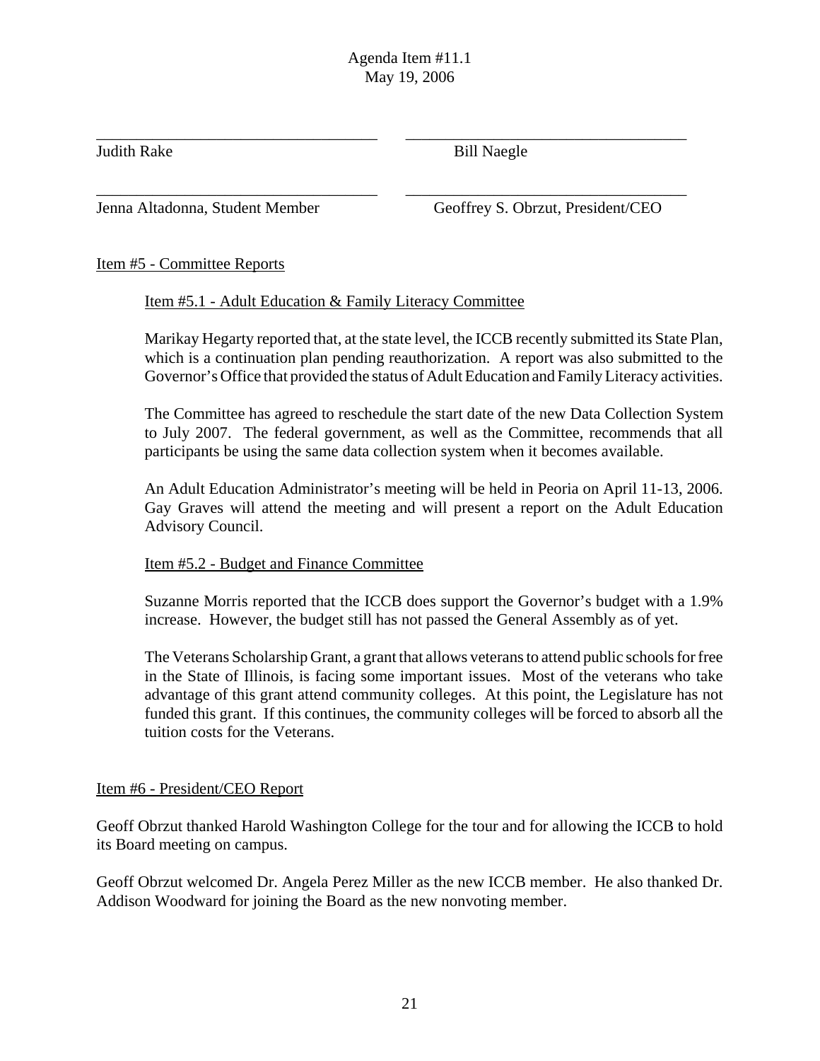Agenda Item #11.1
May 19, 2006

| ___________________________________ | ___________________________________ |
|---|---|
| Judith Rake | Bill Naegle |
| ___________________________________ | ___________________________________ |
| Jenna Altadonna, Student Member | Geoffrey S. Obrzut, President/CEO |

Item #5 - Committee Reports

Item #5.1 - Adult Education & Family Literacy Committee

Marikay Hegarty reported that, at the state level, the ICCB recently submitted its State Plan, which is a continuation plan pending reauthorization. A report was also submitted to the Governor's Office that provided the status of Adult Education and Family Literacy activities.

The Committee has agreed to reschedule the start date of the new Data Collection System to July 2007. The federal government, as well as the Committee, recommends that all participants be using the same data collection system when it becomes available.

An Adult Education Administrator's meeting will be held in Peoria on April 11-13, 2006. Gay Graves will attend the meeting and will present a report on the Adult Education Advisory Council.

Item #5.2 - Budget and Finance Committee

Suzanne Morris reported that the ICCB does support the Governor's budget with a 1.9% increase. However, the budget still has not passed the General Assembly as of yet.

The Veterans Scholarship Grant, a grant that allows veterans to attend public schools for free in the State of Illinois, is facing some important issues. Most of the veterans who take advantage of this grant attend community colleges. At this point, the Legislature has not funded this grant. If this continues, the community colleges will be forced to absorb all the tuition costs for the Veterans.

Item #6 - President/CEO Report

Geoff Obrzut thanked Harold Washington College for the tour and for allowing the ICCB to hold its Board meeting on campus.

Geoff Obrzut welcomed Dr. Angela Perez Miller as the new ICCB member. He also thanked Dr. Addison Woodward for joining the Board as the new nonvoting member.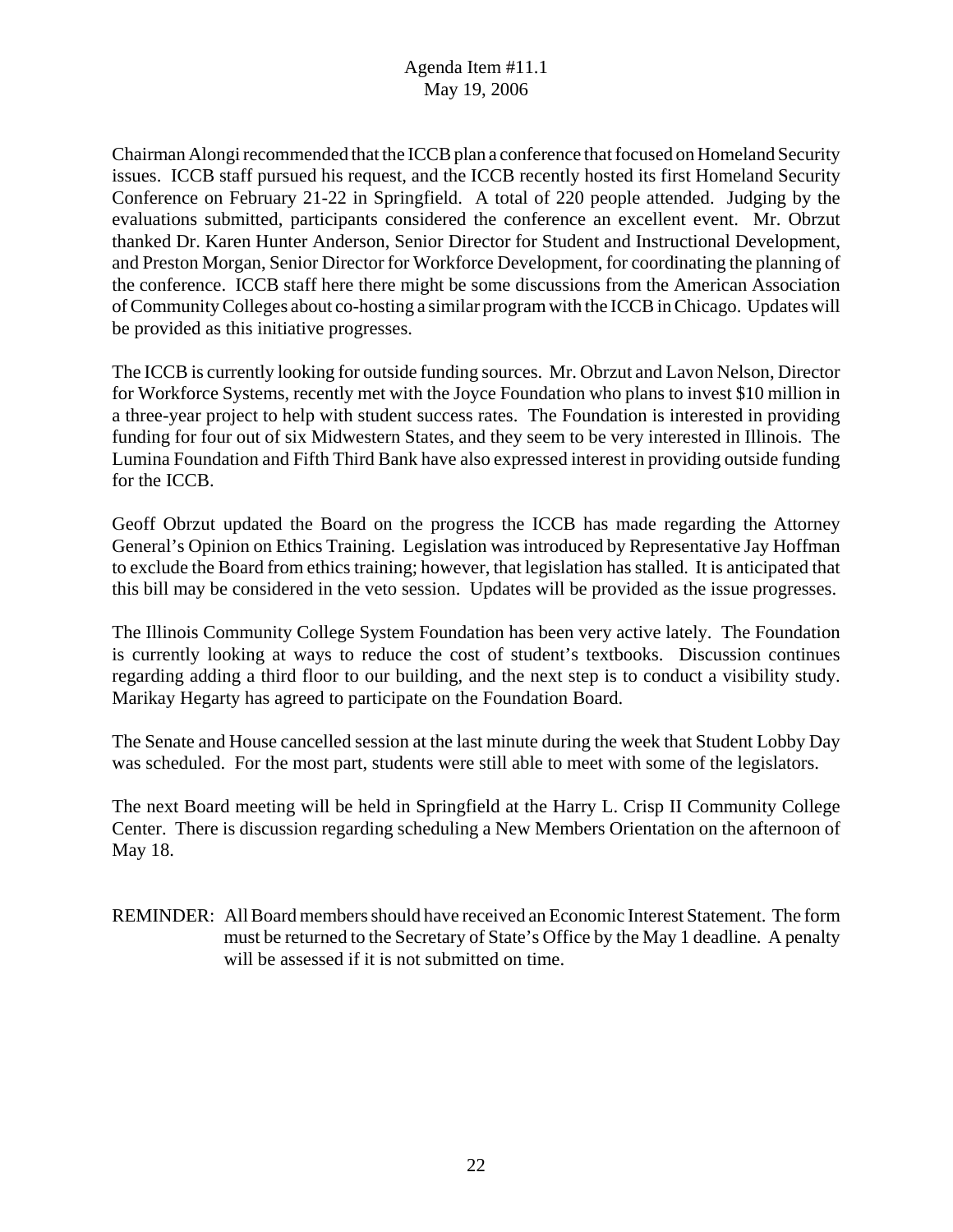Chairman Alongi recommended that the ICCB plan a conference that focused on Homeland Security issues. ICCB staff pursued his request, and the ICCB recently hosted its first Homeland Security Conference on February 21-22 in Springfield. A total of 220 people attended. Judging by the evaluations submitted, participants considered the conference an excellent event. Mr. Obrzut thanked Dr. Karen Hunter Anderson, Senior Director for Student and Instructional Development, and Preston Morgan, Senior Director for Workforce Development, for coordinating the planning of the conference. ICCB staff here there might be some discussions from the American Association of Community Colleges about co-hosting a similar program with the ICCB in Chicago. Updates will be provided as this initiative progresses.

The ICCB is currently looking for outside funding sources. Mr. Obrzut and Lavon Nelson, Director for Workforce Systems, recently met with the Joyce Foundation who plans to invest $10 million in a three-year project to help with student success rates. The Foundation is interested in providing funding for four out of six Midwestern States, and they seem to be very interested in Illinois. The Lumina Foundation and Fifth Third Bank have also expressed interest in providing outside funding for the ICCB.

Geoff Obrzut updated the Board on the progress the ICCB has made regarding the Attorney General's Opinion on Ethics Training. Legislation was introduced by Representative Jay Hoffman to exclude the Board from ethics training; however, that legislation has stalled. It is anticipated that this bill may be considered in the veto session. Updates will be provided as the issue progresses.

The Illinois Community College System Foundation has been very active lately. The Foundation is currently looking at ways to reduce the cost of student's textbooks. Discussion continues regarding adding a third floor to our building, and the next step is to conduct a visibility study. Marikay Hegarty has agreed to participate on the Foundation Board.

The Senate and House cancelled session at the last minute during the week that Student Lobby Day was scheduled. For the most part, students were still able to meet with some of the legislators.

The next Board meeting will be held in Springfield at the Harry L. Crisp II Community College Center. There is discussion regarding scheduling a New Members Orientation on the afternoon of May 18.

REMINDER: All Board members should have received an Economic Interest Statement. The form must be returned to the Secretary of State's Office by the May 1 deadline. A penalty will be assessed if it is not submitted on time.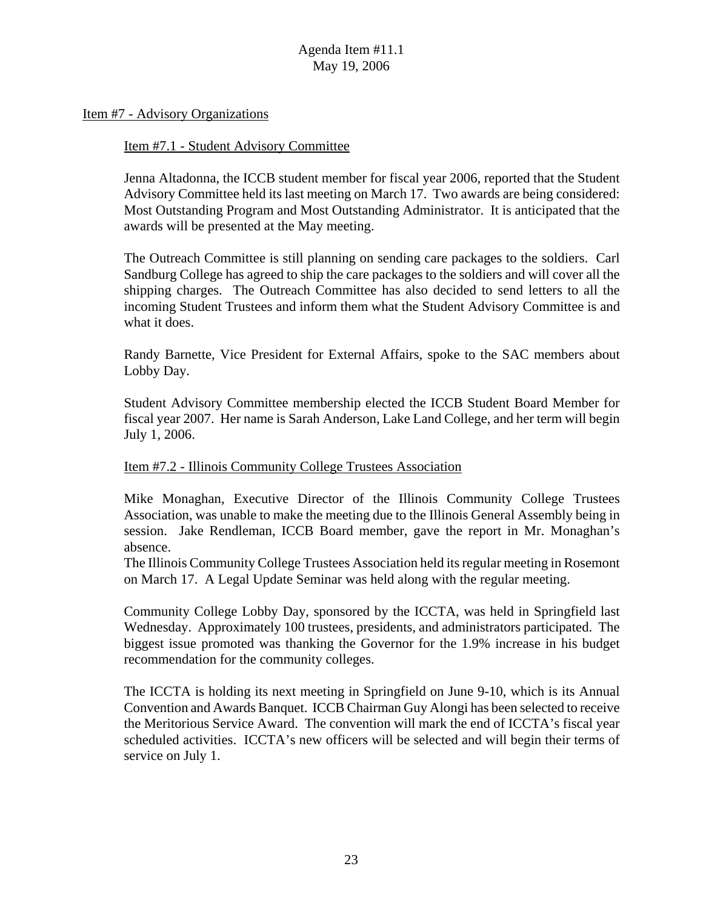Agenda Item #11.1
May 19, 2006

## Item #7 - Advisory Organizations

### Item #7.1 - Student Advisory Committee

Jenna Altadonna, the ICCB student member for fiscal year 2006, reported that the Student Advisory Committee held its last meeting on March 17. Two awards are being considered: Most Outstanding Program and Most Outstanding Administrator. It is anticipated that the awards will be presented at the May meeting.

The Outreach Committee is still planning on sending care packages to the soldiers. Carl Sandburg College has agreed to ship the care packages to the soldiers and will cover all the shipping charges. The Outreach Committee has also decided to send letters to all the incoming Student Trustees and inform them what the Student Advisory Committee is and what it does.

Randy Barnette, Vice President for External Affairs, spoke to the SAC members about Lobby Day.

Student Advisory Committee membership elected the ICCB Student Board Member for fiscal year 2007. Her name is Sarah Anderson, Lake Land College, and her term will begin July 1, 2006.

### Item #7.2 - Illinois Community College Trustees Association

Mike Monaghan, Executive Director of the Illinois Community College Trustees Association, was unable to make the meeting due to the Illinois General Assembly being in session. Jake Rendleman, ICCB Board member, gave the report in Mr. Monaghan's absence.

The Illinois Community College Trustees Association held its regular meeting in Rosemont on March 17. A Legal Update Seminar was held along with the regular meeting.

Community College Lobby Day, sponsored by the ICCTA, was held in Springfield last Wednesday. Approximately 100 trustees, presidents, and administrators participated. The biggest issue promoted was thanking the Governor for the 1.9% increase in his budget recommendation for the community colleges.

The ICCTA is holding its next meeting in Springfield on June 9-10, which is its Annual Convention and Awards Banquet. ICCB Chairman Guy Alongi has been selected to receive the Meritorious Service Award. The convention will mark the end of ICCTA's fiscal year scheduled activities. ICCTA's new officers will be selected and will begin their terms of service on July 1.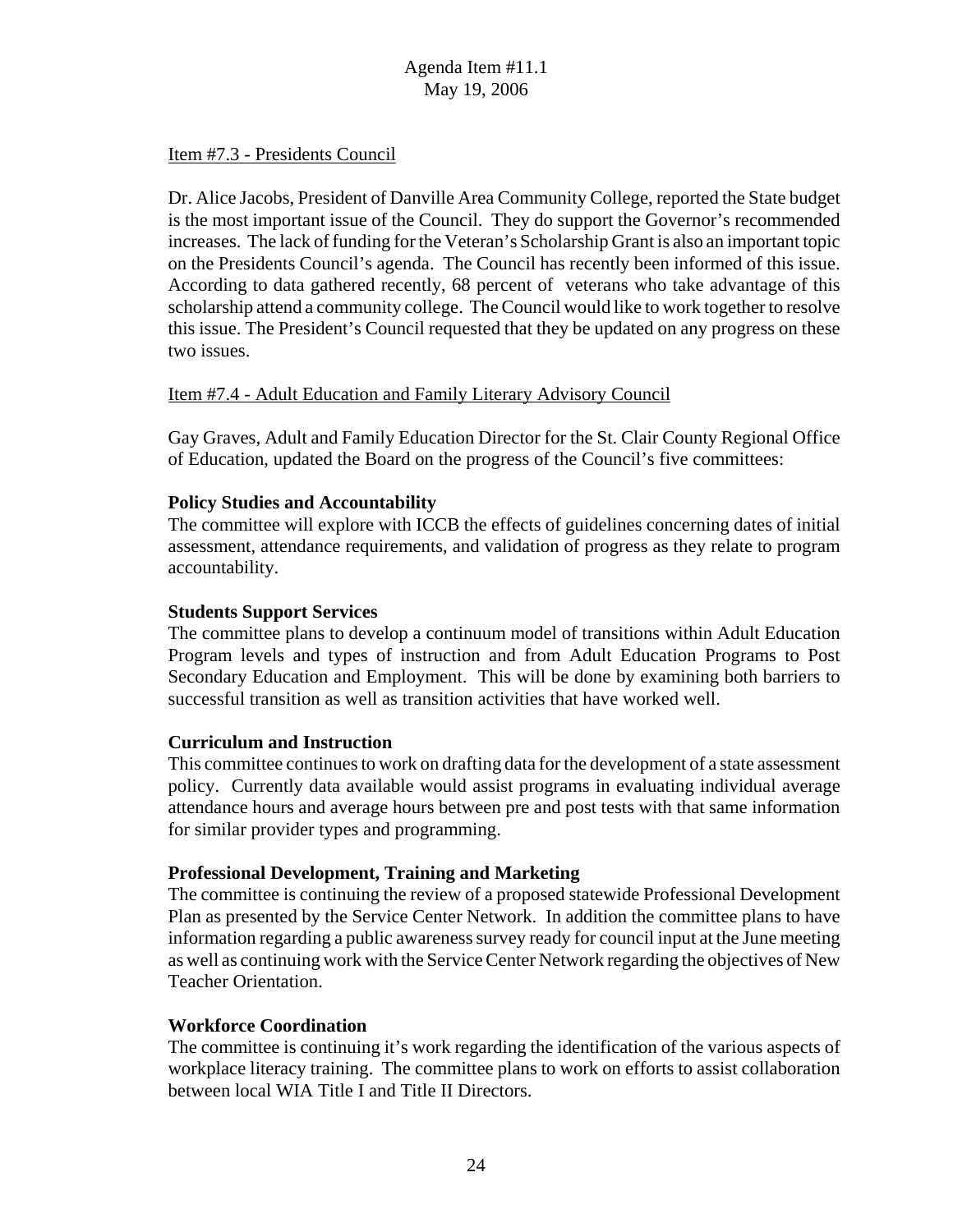Item #7.3 - Presidents Council

Dr. Alice Jacobs, President of Danville Area Community College, reported the State budget is the most important issue of the Council. They do support the Governor's recommended increases. The lack of funding for the Veteran's Scholarship Grant is also an important topic on the Presidents Council's agenda. The Council has recently been informed of this issue. According to data gathered recently, 68 percent of veterans who take advantage of this scholarship attend a community college. The Council would like to work together to resolve this issue. The President's Council requested that they be updated on any progress on these two issues.

Item #7.4 - Adult Education and Family Literary Advisory Council

Gay Graves, Adult and Family Education Director for the St. Clair County Regional Office of Education, updated the Board on the progress of the Council's five committees:

**Policy Studies and Accountability**
The committee will explore with ICCB the effects of guidelines concerning dates of initial assessment, attendance requirements, and validation of progress as they relate to program accountability.

**Students Support Services**
The committee plans to develop a continuum model of transitions within Adult Education Program levels and types of instruction and from Adult Education Programs to Post Secondary Education and Employment. This will be done by examining both barriers to successful transition as well as transition activities that have worked well.

**Curriculum and Instruction**
This committee continues to work on drafting data for the development of a state assessment policy. Currently data available would assist programs in evaluating individual average attendance hours and average hours between pre and post tests with that same information for similar provider types and programming.

**Professional Development, Training and Marketing**
The committee is continuing the review of a proposed statewide Professional Development Plan as presented by the Service Center Network. In addition the committee plans to have information regarding a public awareness survey ready for council input at the June meeting as well as continuing work with the Service Center Network regarding the objectives of New Teacher Orientation.

**Workforce Coordination**
The committee is continuing it's work regarding the identification of the various aspects of workplace literacy training. The committee plans to work on efforts to assist collaboration between local WIA Title I and Title II Directors.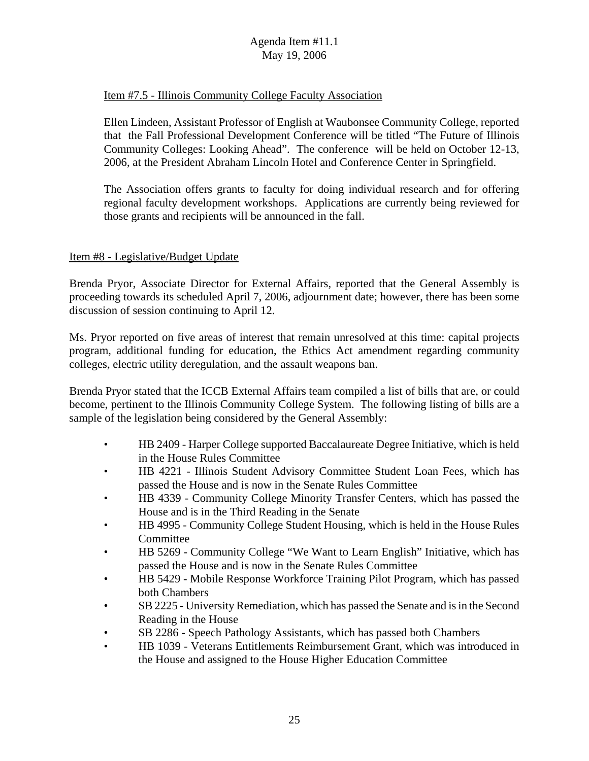Item #7.5 - Illinois Community College Faculty Association

Ellen Lindeen, Assistant Professor of English at Waubonsee Community College, reported that the Fall Professional Development Conference will be titled "The Future of Illinois Community Colleges: Looking Ahead". The conference will be held on October 12-13, 2006, at the President Abraham Lincoln Hotel and Conference Center in Springfield.

The Association offers grants to faculty for doing individual research and for offering regional faculty development workshops. Applications are currently being reviewed for those grants and recipients will be announced in the fall.

Item #8 - Legislative/Budget Update

Brenda Pryor, Associate Director for External Affairs, reported that the General Assembly is proceeding towards its scheduled April 7, 2006, adjournment date; however, there has been some discussion of session continuing to April 12.

Ms. Pryor reported on five areas of interest that remain unresolved at this time: capital projects program, additional funding for education, the Ethics Act amendment regarding community colleges, electric utility deregulation, and the assault weapons ban.

Brenda Pryor stated that the ICCB External Affairs team compiled a list of bills that are, or could become, pertinent to the Illinois Community College System. The following listing of bills are a sample of the legislation being considered by the General Assembly:

- HB 2409 - Harper College supported Baccalaureate Degree Initiative, which is held in the House Rules Committee
- HB 4221 - Illinois Student Advisory Committee Student Loan Fees, which has passed the House and is now in the Senate Rules Committee
- HB 4339 - Community College Minority Transfer Centers, which has passed the House and is in the Third Reading in the Senate
- HB 4995 - Community College Student Housing, which is held in the House Rules Committee
- HB 5269 - Community College "We Want to Learn English" Initiative, which has passed the House and is now in the Senate Rules Committee
- HB 5429 - Mobile Response Workforce Training Pilot Program, which has passed both Chambers
- SB 2225 - University Remediation, which has passed the Senate and is in the Second Reading in the House
- SB 2286 - Speech Pathology Assistants, which has passed both Chambers
- HB 1039 - Veterans Entitlements Reimbursement Grant, which was introduced in the House and assigned to the House Higher Education Committee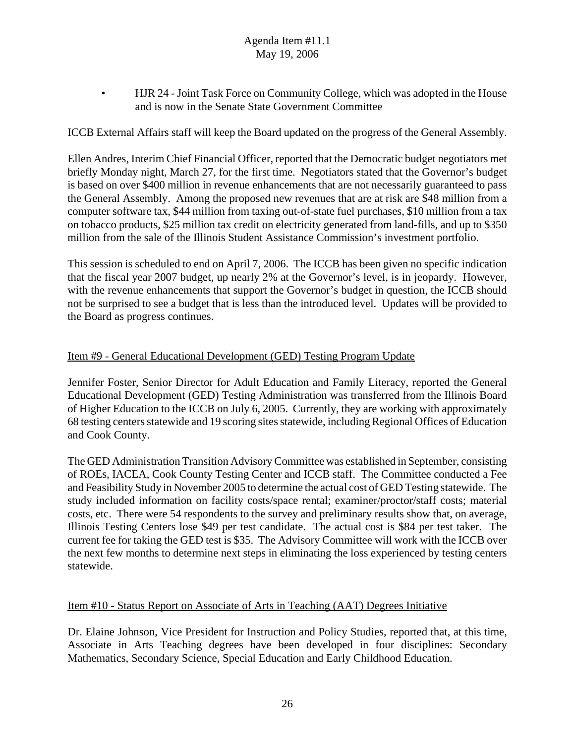- HJR 24 - Joint Task Force on Community College, which was adopted in the House and is now in the Senate State Government Committee

ICCB External Affairs staff will keep the Board updated on the progress of the General Assembly.

Ellen Andres, Interim Chief Financial Officer, reported that the Democratic budget negotiators met briefly Monday night, March 27, for the first time. Negotiators stated that the Governor's budget is based on over $400 million in revenue enhancements that are not necessarily guaranteed to pass the General Assembly. Among the proposed new revenues that are at risk are $48 million from a computer software tax, $44 million from taxing out-of-state fuel purchases, $10 million from a tax on tobacco products, $25 million tax credit on electricity generated from land-fills, and up to $350 million from the sale of the Illinois Student Assistance Commission's investment portfolio.

This session is scheduled to end on April 7, 2006. The ICCB has been given no specific indication that the fiscal year 2007 budget, up nearly 2% at the Governor's level, is in jeopardy. However, with the revenue enhancements that support the Governor's budget in question, the ICCB should not be surprised to see a budget that is less than the introduced level. Updates will be provided to the Board as progress continues.

## Item #9 - General Educational Development (GED) Testing Program Update

Jennifer Foster, Senior Director for Adult Education and Family Literacy, reported the General Educational Development (GED) Testing Administration was transferred from the Illinois Board of Higher Education to the ICCB on July 6, 2005. Currently, they are working with approximately 68 testing centers statewide and 19 scoring sites statewide, including Regional Offices of Education and Cook County.

The GED Administration Transition Advisory Committee was established in September, consisting of ROEs, IACEA, Cook County Testing Center and ICCB staff. The Committee conducted a Fee and Feasibility Study in November 2005 to determine the actual cost of GED Testing statewide. The study included information on facility costs/space rental; examiner/proctor/staff costs; material costs, etc. There were 54 respondents to the survey and preliminary results show that, on average, Illinois Testing Centers lose $49 per test candidate. The actual cost is $84 per test taker. The current fee for taking the GED test is $35. The Advisory Committee will work with the ICCB over the next few months to determine next steps in eliminating the loss experienced by testing centers statewide.

## Item #10 - Status Report on Associate of Arts in Teaching (AAT) Degrees Initiative

Dr. Elaine Johnson, Vice President for Instruction and Policy Studies, reported that, at this time, Associate in Arts Teaching degrees have been developed in four disciplines: Secondary Mathematics, Secondary Science, Special Education and Early Childhood Education.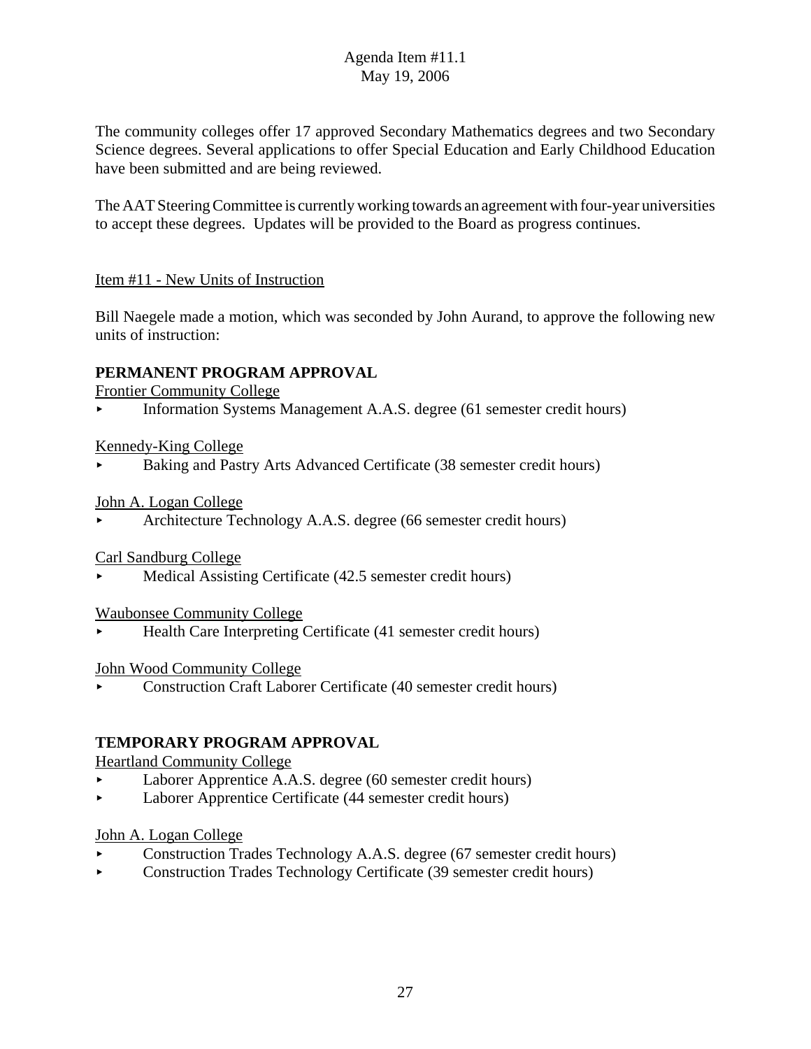The community colleges offer 17 approved Secondary Mathematics degrees and two Secondary Science degrees. Several applications to offer Special Education and Early Childhood Education have been submitted and are being reviewed.

The AAT Steering Committee is currently working towards an agreement with four-year universities to accept these degrees. Updates will be provided to the Board as progress continues.

Item #11 - New Units of Instruction

Bill Naegele made a motion, which was seconded by John Aurand, to approve the following new units of instruction:

**PERMANENT PROGRAM APPROVAL**

Frontier Community College

- Information Systems Management A.A.S. degree (61 semester credit hours)

Kennedy-King College

- Baking and Pastry Arts Advanced Certificate (38 semester credit hours)

John A. Logan College

- Architecture Technology A.A.S. degree (66 semester credit hours)

Carl Sandburg College

- Medical Assisting Certificate (42.5 semester credit hours)

Waubonsee Community College

- Health Care Interpreting Certificate (41 semester credit hours)

John Wood Community College

- Construction Craft Laborer Certificate (40 semester credit hours)

**TEMPORARY PROGRAM APPROVAL**

Heartland Community College

- Laborer Apprentice A.A.S. degree (60 semester credit hours)
- Laborer Apprentice Certificate (44 semester credit hours)

John A. Logan College

- Construction Trades Technology A.A.S. degree (67 semester credit hours)
- Construction Trades Technology Certificate (39 semester credit hours)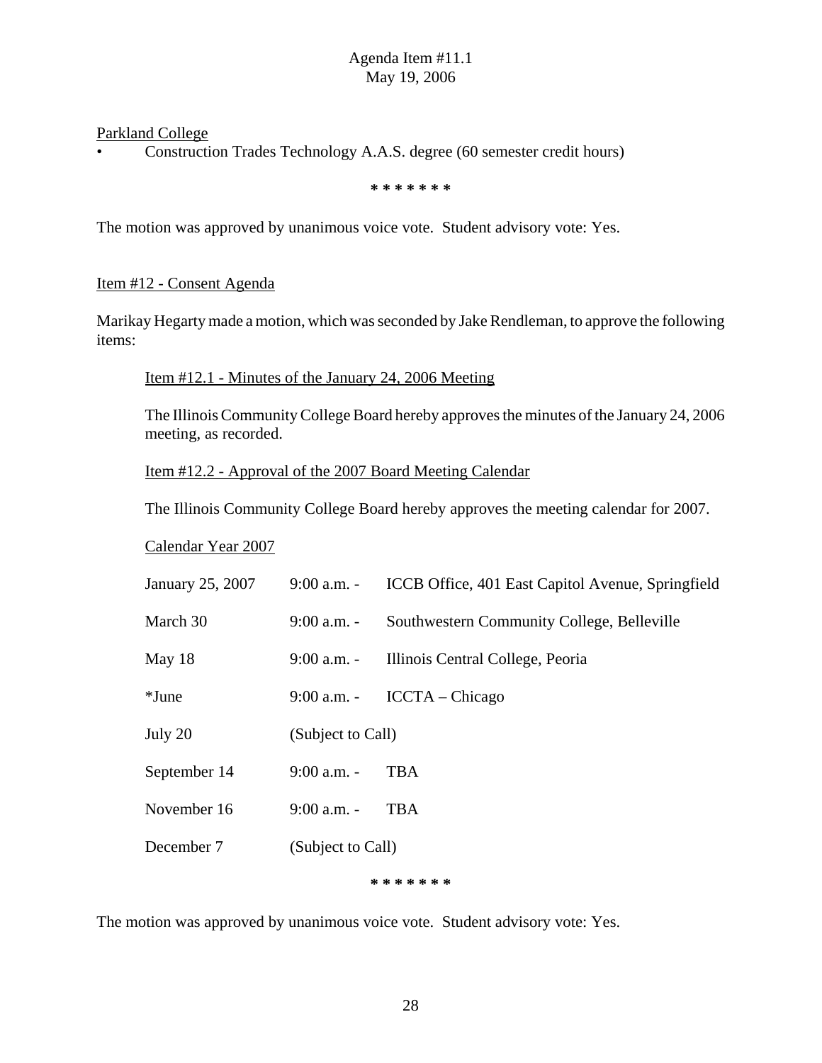Agenda Item #11.1
May 19, 2006

Parland College

- Construction Trades Technology A.A.S. degree (60 semester credit hours)

\* \* \* \* \* \* \*

The motion was approved by unanimous voice vote. Student advisory vote: Yes.

Item #12 - Consent Agenda

Marikay Hegarty made a motion, which was seconded by Jake Rendleman, to approve the following items:

Item #12.1 - Minutes of the January 24, 2006 Meeting

The Illinois Community College Board hereby approves the minutes of the January 24, 2006 meeting, as recorded.

Item #12.2 - Approval of the 2007 Board Meeting Calendar

The Illinois Community College Board hereby approves the meeting calendar for 2007.

Calendar Year 2007

| | | |
|---|---|---|
| January 25, 2007 | 9:00 a.m. - | ICCB Office, 401 East Capitol Avenue, Springfield |
| March 30 | 9:00 a.m. - | Southwestern Community College, Belleville |
| May 18 | 9:00 a.m. - | Illinois Central College, Peoria |
| *June | 9:00 a.m. - | ICCTA – Chicago |
| July 20 | (Subject to Call) | |
| September 14 | 9:00 a.m. - | TBA |
| November 16 | 9:00 a.m. - | TBA |
| December 7 | (Subject to Call) | |

\* \* \* \* \* \* \*

The motion was approved by unanimous voice vote. Student advisory vote: Yes.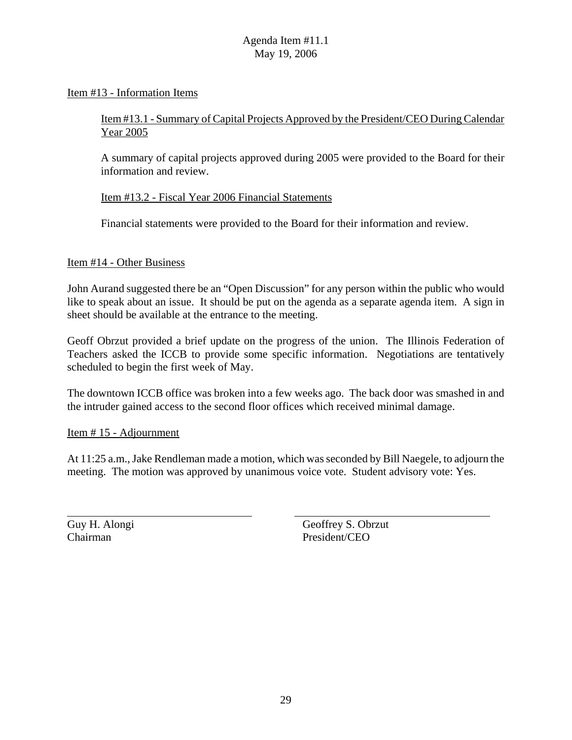Agenda Item #11.1
May 19, 2006

Item #13 - Information Items

Item #13.1 - Summary of Capital Projects Approved by the President/CEO During Calendar Year 2005

A summary of capital projects approved during 2005 were provided to the Board for their information and review.

Item #13.2 - Fiscal Year 2006 Financial Statements

Financial statements were provided to the Board for their information and review.

Item #14 - Other Business

John Aurand suggested there be an "Open Discussion" for any person within the public who would like to speak about an issue. It should be put on the agenda as a separate agenda item. A sign in sheet should be available at the entrance to the meeting.

Geoff Obrzut provided a brief update on the progress of the union. The Illinois Federation of Teachers asked the ICCB to provide some specific information. Negotiations are tentatively scheduled to begin the first week of May.

The downtown ICCB office was broken into a few weeks ago. The back door was smashed in and the intruder gained access to the second floor offices which received minimal damage.

Item # 15 - Adjournment

At 11:25 a.m., Jake Rendleman made a motion, which was seconded by Bill Naegele, to adjourn the meeting. The motion was approved by unanimous voice vote. Student advisory vote: Yes.

Guy H. Alongi
Chairman

Geoffrey S. Obrzut
President/CEO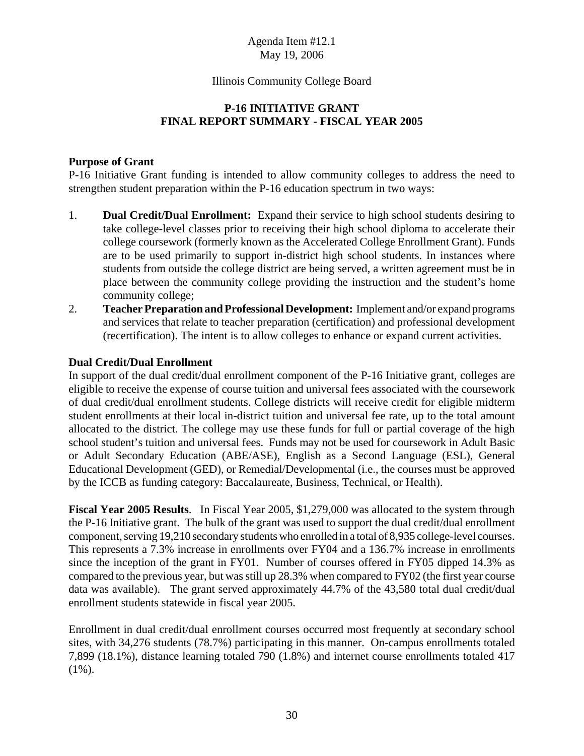Agenda Item #12.1
May 19, 2006

Illinois Community College Board

# P-16 INITIATIVE GRANT
# FINAL REPORT SUMMARY - FISCAL YEAR 2005

**Purpose of Grant**

P-16 Initiative Grant funding is intended to allow community colleges to address the need to strengthen student preparation within the P-16 education spectrum in two ways:

1. **Dual Credit/Dual Enrollment:** Expand their service to high school students desiring to take college-level classes prior to receiving their high school diploma to accelerate their college coursework (formerly known as the Accelerated College Enrollment Grant). Funds are to be used primarily to support in-district high school students. In instances where students from outside the college district are being served, a written agreement must be in place between the community college providing the instruction and the student's home community college;
2. **Teacher Preparation and Professional Development:** Implement and/or expand programs and services that relate to teacher preparation (certification) and professional development (recertification). The intent is to allow colleges to enhance or expand current activities.

**Dual Credit/Dual Enrollment**

In support of the dual credit/dual enrollment component of the P-16 Initiative grant, colleges are eligible to receive the expense of course tuition and universal fees associated with the coursework of dual credit/dual enrollment students. College districts will receive credit for eligible midterm student enrollments at their local in-district tuition and universal fee rate, up to the total amount allocated to the district. The college may use these funds for full or partial coverage of the high school student's tuition and universal fees. Funds may not be used for coursework in Adult Basic or Adult Secondary Education (ABE/ASE), English as a Second Language (ESL), General Educational Development (GED), or Remedial/Developmental (i.e., the courses must be approved by the ICCB as funding category: Baccalaureate, Business, Technical, or Health).

**Fiscal Year 2005 Results**. In Fiscal Year 2005, $1,279,000 was allocated to the system through the P-16 Initiative grant. The bulk of the grant was used to support the dual credit/dual enrollment component, serving 19,210 secondary students who enrolled in a total of 8,935 college-level courses. This represents a 7.3% increase in enrollments over FY04 and a 136.7% increase in enrollments since the inception of the grant in FY01. Number of courses offered in FY05 dipped 14.3% as compared to the previous year, but was still up 28.3% when compared to FY02 (the first year course data was available). The grant served approximately 44.7% of the 43,580 total dual credit/dual enrollment students statewide in fiscal year 2005.

Enrollment in dual credit/dual enrollment courses occurred most frequently at secondary school sites, with 34,276 students (78.7%) participating in this manner. On-campus enrollments totaled 7,899 (18.1%), distance learning totaled 790 (1.8%) and internet course enrollments totaled 417 (1%).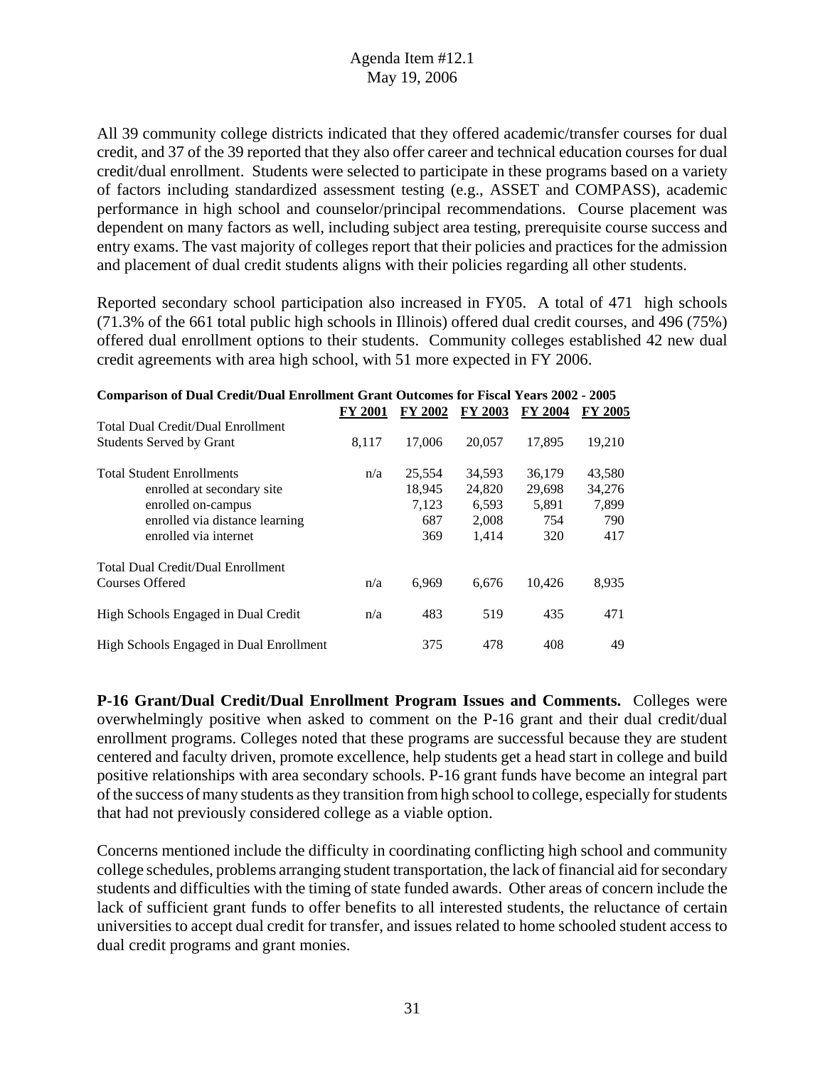All 39 community college districts indicated that they offered academic/transfer courses for dual credit, and 37 of the 39 reported that they also offer career and technical education courses for dual credit/dual enrollment. Students were selected to participate in these programs based on a variety of factors including standardized assessment testing (e.g., ASSET and COMPASS), academic performance in high school and counselor/principal recommendations. Course placement was dependent on many factors as well, including subject area testing, prerequisite course success and entry exams. The vast majority of colleges report that their policies and practices for the admission and placement of dual credit students aligns with their policies regarding all other students.

Reported secondary school participation also increased in FY05. A total of 471 high schools (71.3% of the 661 total public high schools in Illinois) offered dual credit courses, and 496 (75%) offered dual enrollment options to their students. Community colleges established 42 new dual credit agreements with area high school, with 51 more expected in FY 2006.

**Comparison of Dual Credit/Dual Enrollment Grant Outcomes for Fiscal Years 2002 - 2005**

| | FY 2001 | FY 2002 | FY 2003 | FY 2004 | FY 2005 |
|---|---|---|---|---|---|
| Total Dual Credit/Dual Enrollment Students Served by Grant | 8,117 | 17,006 | 20,057 | 17,895 | 19,210 |
| Total Student Enrollments | n/a | 25,554 | 34,593 | 36,179 | 43,580 |
| enrolled at secondary site | | 18,945 | 24,820 | 29,698 | 34,276 |
| enrolled on-campus | | 7,123 | 6,593 | 5,891 | 7,899 |
| enrolled via distance learning | | 687 | 2,008 | 754 | 790 |
| enrolled via internet | | 369 | 1,414 | 320 | 417 |
| Total Dual Credit/Dual Enrollment Courses Offered | n/a | 6,969 | 6,676 | 10,426 | 8,935 |
| High Schools Engaged in Dual Credit | n/a | 483 | 519 | 435 | 471 |
| High Schools Engaged in Dual Enrollment | | 375 | 478 | 408 | 49 |

**P-16 Grant/Dual Credit/Dual Enrollment Program Issues and Comments.** Colleges were overwhelmingly positive when asked to comment on the P-16 grant and their dual credit/dual enrollment programs. Colleges noted that these programs are successful because they are student centered and faculty driven, promote excellence, help students get a head start in college and build positive relationships with area secondary schools. P-16 grant funds have become an integral part of the success of many students as they transition from high school to college, especially for students that had not previously considered college as a viable option.

Concerns mentioned include the difficulty in coordinating conflicting high school and community college schedules, problems arranging student transportation, the lack of financial aid for secondary students and difficulties with the timing of state funded awards. Other areas of concern include the lack of sufficient grant funds to offer benefits to all interested students, the reluctance of certain universities to accept dual credit for transfer, and issues related to home schooled student access to dual credit programs and grant monies.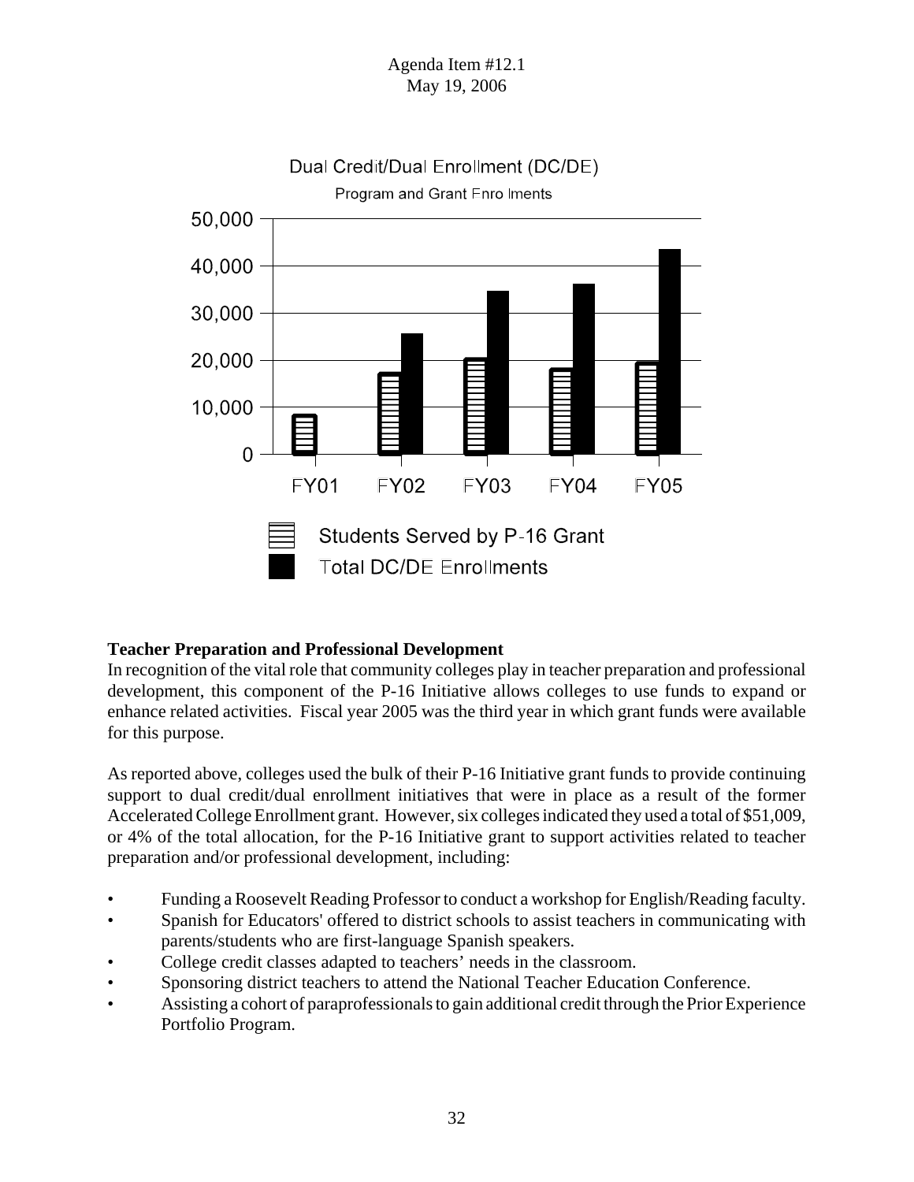Dual Credit/Dual Enrollment (DC/DE)

Program and Grant Enrollments

| | FY01 | FY02 | FY03 | FY04 | FY05 |
|---|---|---|---|---|---|
| Students Served by P-16 Grant | ~8,000 | ~17,000 | ~20,000 | ~18,000 | ~19,000 |
| Total DC/DE Enrollments | | ~25,500 | ~34,500 | ~36,000 | ~43,500 |

### Teacher Preparation and Professional Development

In recognition of the vital role that community colleges play in teacher preparation and professional development, this component of the P-16 Initiative allows colleges to use funds to expand or enhance related activities. Fiscal year 2005 was the third year in which grant funds were available for this purpose.

As reported above, colleges used the bulk of their P-16 Initiative grant funds to provide continuing support to dual credit/dual enrollment initiatives that were in place as a result of the former Accelerated College Enrollment grant. However, six colleges indicated they used a total of $51,009, or 4% of the total allocation, for the P-16 Initiative grant to support activities related to teacher preparation and/or professional development, including:

- Funding a Roosevelt Reading Professor to conduct a workshop for English/Reading faculty.
- Spanish for Educators' offered to district schools to assist teachers in communicating with parents/students who are first-language Spanish speakers.
- College credit classes adapted to teachers' needs in the classroom.
- Sponsoring district teachers to attend the National Teacher Education Conference.
- Assisting a cohort of paraprofessionals to gain additional credit through the Prior Experience Portfolio Program.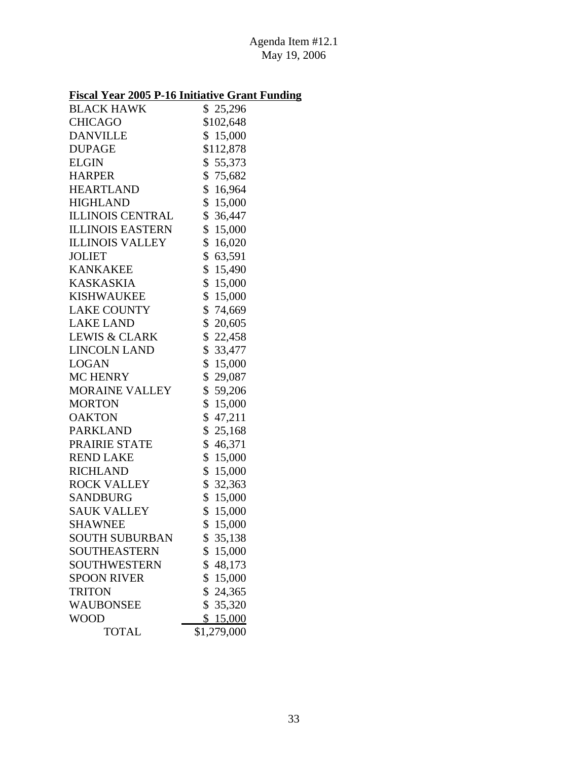Agenda Item #12.1
May 19, 2006

**Fiscal Year 2005 P-16 Initiative Grant Funding**

| | |
|---|---|
| BLACK HAWK | $ 25,296 |
| CHICAGO | $102,648 |
| DANVILLE | $ 15,000 |
| DUPAGE | $112,878 |
| ELGIN | $ 55,373 |
| HARPER | $ 75,682 |
| HEARTLAND | $ 16,964 |
| HIGHLAND | $ 15,000 |
| ILLINOIS CENTRAL | $ 36,447 |
| ILLINOIS EASTERN | $ 15,000 |
| ILLINOIS VALLEY | $ 16,020 |
| JOLIET | $ 63,591 |
| KANKAKEE | $ 15,490 |
| KASKASKIA | $ 15,000 |
| KISHWAUKEE | $ 15,000 |
| LAKE COUNTY | $ 74,669 |
| LAKE LAND | $ 20,605 |
| LEWIS & CLARK | $ 22,458 |
| LINCOLN LAND | $ 33,477 |
| LOGAN | $ 15,000 |
| MC HENRY | $ 29,087 |
| MORAINE VALLEY | $ 59,206 |
| MORTON | $ 15,000 |
| OAKTON | $ 47,211 |
| PARKLAND | $ 25,168 |
| PRAIRIE STATE | $ 46,371 |
| REND LAKE | $ 15,000 |
| RICHLAND | $ 15,000 |
| ROCK VALLEY | $ 32,363 |
| SANDBURG | $ 15,000 |
| SAUK VALLEY | $ 15,000 |
| SHAWNEE | $ 15,000 |
| SOUTH SUBURBAN | $ 35,138 |
| SOUTHEASTERN | $ 15,000 |
| SOUTHWESTERN | $ 48,173 |
| SPOON RIVER | $ 15,000 |
| TRITON | $ 24,365 |
| WAUBONSEE | $ 35,320 |
| WOOD | $ 15,000 |
| TOTAL | $1,279,000 |